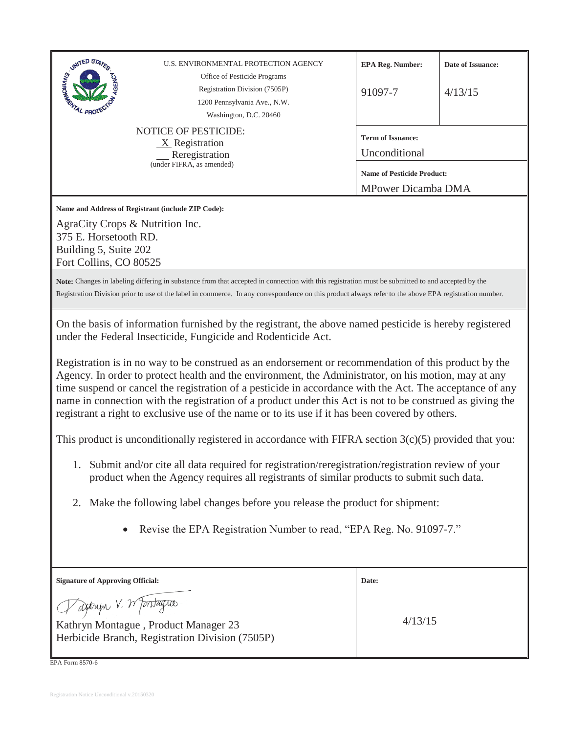| U.S. ENVIRONMENTAL PROTECTION AGENCY<br>Office of Pesticide Programs<br>Registration Division (7505P)<br>1200 Pennsylvania Ave., N.W.<br>Washington, D.C. 20460 | **EPA Reg. Number:**<br>91097-7 | **Date of Issuance:**<br>4/13/15 |
|---|---|---|
| NOTICE OF PESTICIDE:<br>\_X\_ Registration<br>\_\_ Reregistration<br>(under FIFRA, as amended) | **Term of Issuance:**<br>Unconditional<br><br>**Name of Pesticide Product:**<br>MPower Dicamba DMA | |

**Name and Address of Registrant (include ZIP Code):**

AgraCity Crops & Nutrition Inc.
375 E. Horsetooth RD.
Building 5, Suite 202
Fort Collins, CO 80525

**Note:** Changes in labeling differing in substance from that accepted in connection with this registration must be submitted to and accepted by the Registration Division prior to use of the label in commerce. In any correspondence on this product always refer to the above EPA registration number.

On the basis of information furnished by the registrant, the above named pesticide is hereby registered under the Federal Insecticide, Fungicide and Rodenticide Act.

Registration is in no way to be construed as an endorsement or recommendation of this product by the Agency. In order to protect health and the environment, the Administrator, on his motion, may at any time suspend or cancel the registration of a pesticide in accordance with the Act. The acceptance of any name in connection with the registration of a product under this Act is not to be construed as giving the registrant a right to exclusive use of the name or to its use if it has been covered by others.

This product is unconditionally registered in accordance with FIFRA section 3(c)(5) provided that you:

1. Submit and/or cite all data required for registration/reregistration/registration review of your product when the Agency requires all registrants of similar products to submit such data.
2. Make the following label changes before you release the product for shipment:
   - Revise the EPA Registration Number to read, "EPA Reg. No. 91097-7."

| **Signature of Approving Official:** | **Date:** |
|---|---|
| Kathryn V. Montague<br>Kathryn Montague , Product Manager 23<br>Herbicide Branch, Registration Division (7505P) | 4/13/15 |

EPA Form 8570-6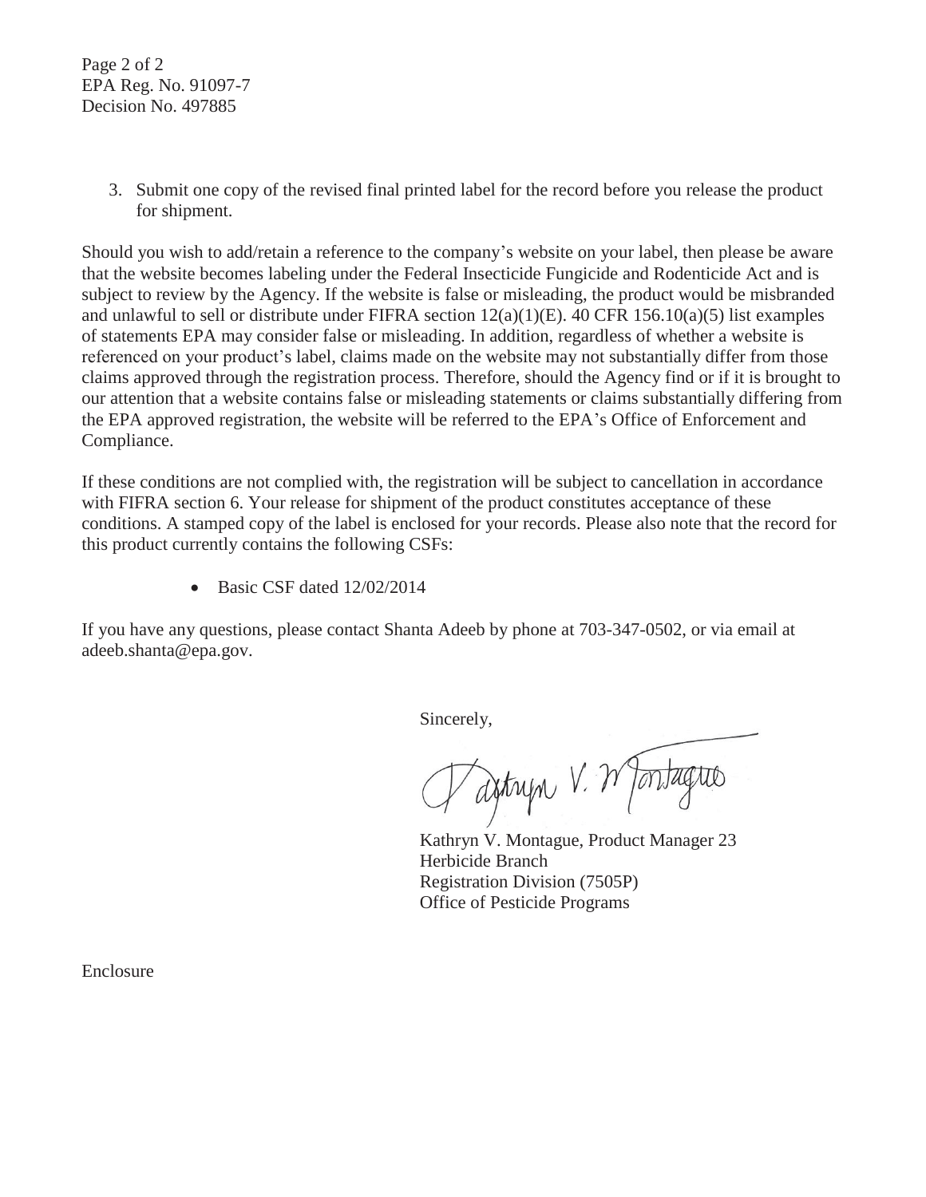Page 2 of 2
EPA Reg. No. 91097-7
Decision No. 497885

3. Submit one copy of the revised final printed label for the record before you release the product for shipment.

Should you wish to add/retain a reference to the company's website on your label, then please be aware that the website becomes labeling under the Federal Insecticide Fungicide and Rodenticide Act and is subject to review by the Agency. If the website is false or misleading, the product would be misbranded and unlawful to sell or distribute under FIFRA section 12(a)(1)(E). 40 CFR 156.10(a)(5) list examples of statements EPA may consider false or misleading. In addition, regardless of whether a website is referenced on your product's label, claims made on the website may not substantially differ from those claims approved through the registration process. Therefore, should the Agency find or if it is brought to our attention that a website contains false or misleading statements or claims substantially differing from the EPA approved registration, the website will be referred to the EPA's Office of Enforcement and Compliance.

If these conditions are not complied with, the registration will be subject to cancellation in accordance with FIFRA section 6. Your release for shipment of the product constitutes acceptance of these conditions. A stamped copy of the label is enclosed for your records. Please also note that the record for this product currently contains the following CSFs:

- Basic CSF dated 12/02/2014

If you have any questions, please contact Shanta Adeeb by phone at 703-347-0502, or via email at adeeb.shanta@epa.gov.

Sincerely,

Kathryn V. Montague, Product Manager 23
Herbicide Branch
Registration Division (7505P)
Office of Pesticide Programs

Enclosure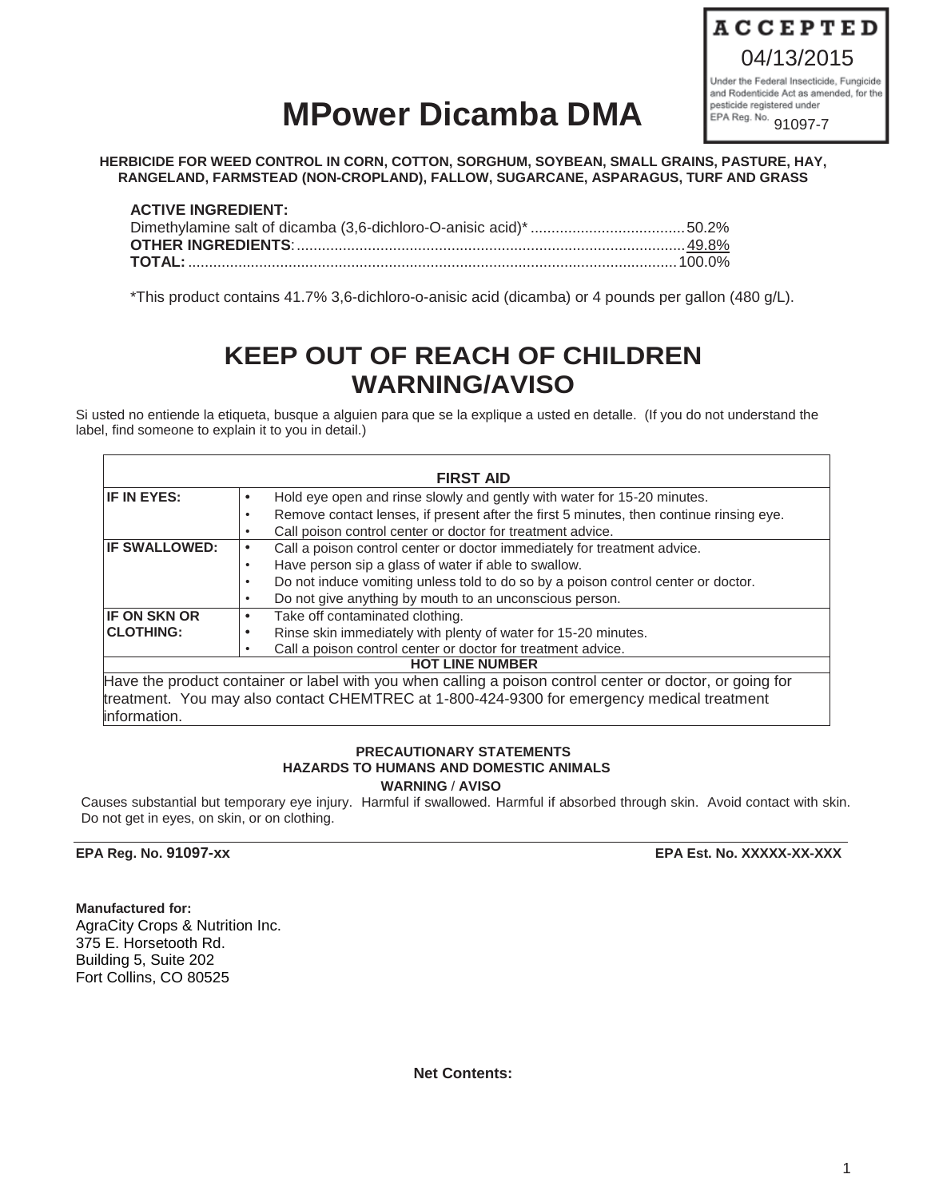**ACCEPTED**
04/13/2015
Under the Federal Insecticide, Fungicide and Rodenticide Act as amended, for the pesticide registered under
EPA Reg. No. 91097-7

# MPower Dicamba DMA

**HERBICIDE FOR WEED CONTROL IN CORN, COTTON, SORGHUM, SOYBEAN, SMALL GRAINS, PASTURE, HAY, RANGELAND, FARMSTEAD (NON-CROPLAND), FALLOW, SUGARCANE, ASPARAGUS, TURF AND GRASS**

**ACTIVE INGREDIENT:**
Dimethylamine salt of dicamba (3,6-dichloro-O-anisic acid)* .................................... 50.2%
**OTHER INGREDIENTS**: ............................................................................................ 49.8%
**TOTAL:** .................................................................................................................... 100.0%

*This product contains 41.7% 3,6-dichloro-o-anisic acid (dicamba) or 4 pounds per gallon (480 g/L).

## KEEP OUT OF REACH OF CHILDREN
## WARNING/AVISO

Si usted no entiende la etiqueta, busque a alguien para que se la explique a usted en detalle. (If you do not understand the label, find someone to explain it to you in detail.)

| **FIRST AID** | |
|---|---|
| **IF IN EYES:** | • Hold eye open and rinse slowly and gently with water for 15-20 minutes.<br>• Remove contact lenses, if present after the first 5 minutes, then continue rinsing eye.<br>• Call poison control center or doctor for treatment advice. |
| **IF SWALLOWED:** | • Call a poison control center or doctor immediately for treatment advice.<br>• Have person sip a glass of water if able to swallow.<br>• Do not induce vomiting unless told to do so by a poison control center or doctor.<br>• Do not give anything by mouth to an unconscious person. |
| **IF ON SKN OR CLOTHING:** | • Take off contaminated clothing.<br>• Rinse skin immediately with plenty of water for 15-20 minutes.<br>• Call a poison control center or doctor for treatment advice. |
| **HOT LINE NUMBER** | |
| Have the product container or label with you when calling a poison control center or doctor, or going for treatment. You may also contact CHEMTREC at 1-800-424-9300 for emergency medical treatment information. | |

**PRECAUTIONARY STATEMENTS**
**HAZARDS TO HUMANS AND DOMESTIC ANIMALS**
**WARNING / AVISO**

Causes substantial but temporary eye injury. Harmful if swallowed. Harmful if absorbed through skin. Avoid contact with skin. Do not get in eyes, on skin, or on clothing.

**EPA Reg. No. 91097-xx** **EPA Est. No. XXXXX-XX-XXX**

**Manufactured for:**
AgraCity Crops & Nutrition Inc.
375 E. Horsetooth Rd.
Building 5, Suite 202
Fort Collins, CO 80525

**Net Contents:**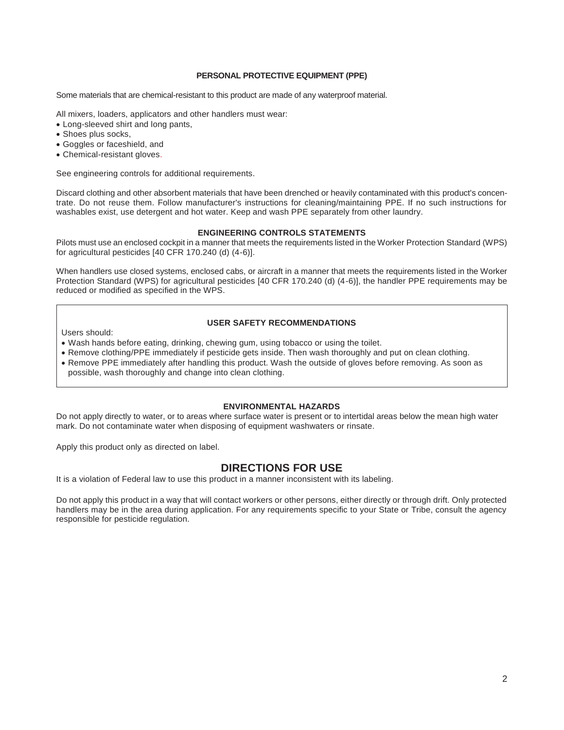### PERSONAL PROTECTIVE EQUIPMENT (PPE)

Some materials that are chemical-resistant to this product are made of any waterproof material.

All mixers, loaders, applicators and other handlers must wear:

- Long-sleeved shirt and long pants,
- Shoes plus socks,
- Goggles or faceshield, and
- Chemical-resistant gloves.

See engineering controls for additional requirements.

Discard clothing and other absorbent materials that have been drenched or heavily contaminated with this product's concentrate. Do not reuse them. Follow manufacturer's instructions for cleaning/maintaining PPE. If no such instructions for washables exist, use detergent and hot water. Keep and wash PPE separately from other laundry.

### ENGINEERING CONTROLS STATEMENTS

Pilots must use an enclosed cockpit in a manner that meets the requirements listed in the Worker Protection Standard (WPS) for agricultural pesticides [40 CFR 170.240 (d) (4-6)].

When handlers use closed systems, enclosed cabs, or aircraft in a manner that meets the requirements listed in the Worker Protection Standard (WPS) for agricultural pesticides [40 CFR 170.240 (d) (4-6)], the handler PPE requirements may be reduced or modified as specified in the WPS.

### USER SAFETY RECOMMENDATIONS

Users should:

- Wash hands before eating, drinking, chewing gum, using tobacco or using the toilet.
- Remove clothing/PPE immediately if pesticide gets inside. Then wash thoroughly and put on clean clothing.
- Remove PPE immediately after handling this product. Wash the outside of gloves before removing. As soon as possible, wash thoroughly and change into clean clothing.

### ENVIRONMENTAL HAZARDS

Do not apply directly to water, or to areas where surface water is present or to intertidal areas below the mean high water mark. Do not contaminate water when disposing of equipment washwaters or rinsate.

Apply this product only as directed on label.

## DIRECTIONS FOR USE

It is a violation of Federal law to use this product in a manner inconsistent with its labeling.

Do not apply this product in a way that will contact workers or other persons, either directly or through drift. Only protected handlers may be in the area during application. For any requirements specific to your State or Tribe, consult the agency responsible for pesticide regulation.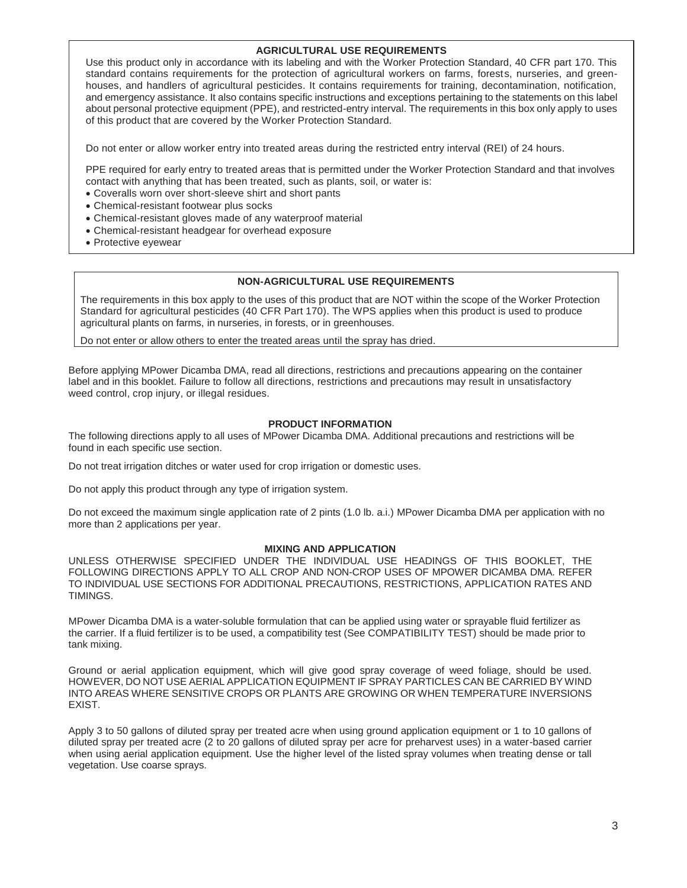## AGRICULTURAL USE REQUIREMENTS

Use this product only in accordance with its labeling and with the Worker Protection Standard, 40 CFR part 170. This standard contains requirements for the protection of agricultural workers on farms, forests, nurseries, and greenhouses, and handlers of agricultural pesticides. It contains requirements for training, decontamination, notification, and emergency assistance. It also contains specific instructions and exceptions pertaining to the statements on this label about personal protective equipment (PPE), and restricted-entry interval. The requirements in this box only apply to uses of this product that are covered by the Worker Protection Standard.

Do not enter or allow worker entry into treated areas during the restricted entry interval (REI) of 24 hours.

PPE required for early entry to treated areas that is permitted under the Worker Protection Standard and that involves contact with anything that has been treated, such as plants, soil, or water is:

- Coveralls worn over short-sleeve shirt and short pants
- Chemical-resistant footwear plus socks
- Chemical-resistant gloves made of any waterproof material
- Chemical-resistant headgear for overhead exposure
- Protective eyewear

## NON-AGRICULTURAL USE REQUIREMENTS

The requirements in this box apply to the uses of this product that are NOT within the scope of the Worker Protection Standard for agricultural pesticides (40 CFR Part 170). The WPS applies when this product is used to produce agricultural plants on farms, in nurseries, in forests, or in greenhouses.

Do not enter or allow others to enter the treated areas until the spray has dried.

Before applying MPower Dicamba DMA, read all directions, restrictions and precautions appearing on the container label and in this booklet. Failure to follow all directions, restrictions and precautions may result in unsatisfactory weed control, crop injury, or illegal residues.

## PRODUCT INFORMATION

The following directions apply to all uses of MPower Dicamba DMA. Additional precautions and restrictions will be found in each specific use section.

Do not treat irrigation ditches or water used for crop irrigation or domestic uses.

Do not apply this product through any type of irrigation system.

Do not exceed the maximum single application rate of 2 pints (1.0 lb. a.i.) MPower Dicamba DMA per application with no more than 2 applications per year.

## MIXING AND APPLICATION

UNLESS OTHERWISE SPECIFIED UNDER THE INDIVIDUAL USE HEADINGS OF THIS BOOKLET, THE FOLLOWING DIRECTIONS APPLY TO ALL CROP AND NON-CROP USES OF MPOWER DICAMBA DMA. REFER TO INDIVIDUAL USE SECTIONS FOR ADDITIONAL PRECAUTIONS, RESTRICTIONS, APPLICATION RATES AND TIMINGS.

MPower Dicamba DMA is a water-soluble formulation that can be applied using water or sprayable fluid fertilizer as the carrier. If a fluid fertilizer is to be used, a compatibility test (See COMPATIBILITY TEST) should be made prior to tank mixing.

Ground or aerial application equipment, which will give good spray coverage of weed foliage, should be used. HOWEVER, DO NOT USE AERIAL APPLICATION EQUIPMENT IF SPRAY PARTICLES CAN BE CARRIED BY WIND INTO AREAS WHERE SENSITIVE CROPS OR PLANTS ARE GROWING OR WHEN TEMPERATURE INVERSIONS EXIST.

Apply 3 to 50 gallons of diluted spray per treated acre when using ground application equipment or 1 to 10 gallons of diluted spray per treated acre (2 to 20 gallons of diluted spray per acre for preharvest uses) in a water-based carrier when using aerial application equipment. Use the higher level of the listed spray volumes when treating dense or tall vegetation. Use coarse sprays.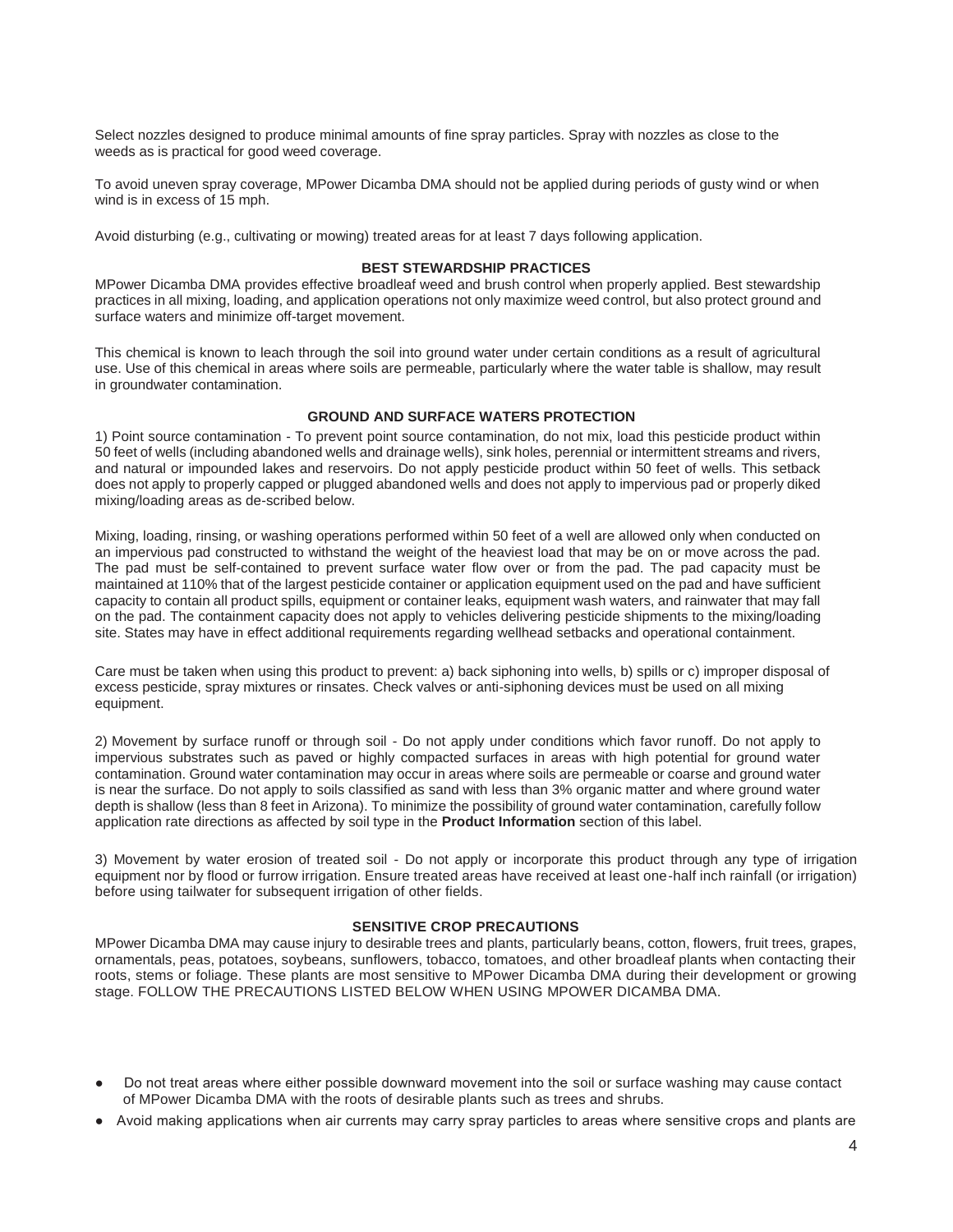Select nozzles designed to produce minimal amounts of fine spray particles. Spray with nozzles as close to the weeds as is practical for good weed coverage.

To avoid uneven spray coverage, MPower Dicamba DMA should not be applied during periods of gusty wind or when wind is in excess of 15 mph.

Avoid disturbing (e.g., cultivating or mowing) treated areas for at least 7 days following application.

### BEST STEWARDSHIP PRACTICES

MPower Dicamba DMA provides effective broadleaf weed and brush control when properly applied. Best stewardship practices in all mixing, loading, and application operations not only maximize weed control, but also protect ground and surface waters and minimize off-target movement.

This chemical is known to leach through the soil into ground water under certain conditions as a result of agricultural use. Use of this chemical in areas where soils are permeable, particularly where the water table is shallow, may result in groundwater contamination.

### GROUND AND SURFACE WATERS PROTECTION

1) Point source contamination - To prevent point source contamination, do not mix, load this pesticide product within 50 feet of wells (including abandoned wells and drainage wells), sink holes, perennial or intermittent streams and rivers, and natural or impounded lakes and reservoirs. Do not apply pesticide product within 50 feet of wells. This setback does not apply to properly capped or plugged abandoned wells and does not apply to impervious pad or properly diked mixing/loading areas as de-scribed below.

Mixing, loading, rinsing, or washing operations performed within 50 feet of a well are allowed only when conducted on an impervious pad constructed to withstand the weight of the heaviest load that may be on or move across the pad. The pad must be self-contained to prevent surface water flow over or from the pad. The pad capacity must be maintained at 110% that of the largest pesticide container or application equipment used on the pad and have sufficient capacity to contain all product spills, equipment or container leaks, equipment wash waters, and rainwater that may fall on the pad. The containment capacity does not apply to vehicles delivering pesticide shipments to the mixing/loading site. States may have in effect additional requirements regarding wellhead setbacks and operational containment.

Care must be taken when using this product to prevent: a) back siphoning into wells, b) spills or c) improper disposal of excess pesticide, spray mixtures or rinsates. Check valves or anti-siphoning devices must be used on all mixing equipment.

2) Movement by surface runoff or through soil - Do not apply under conditions which favor runoff. Do not apply to impervious substrates such as paved or highly compacted surfaces in areas with high potential for ground water contamination. Ground water contamination may occur in areas where soils are permeable or coarse and ground water is near the surface. Do not apply to soils classified as sand with less than 3% organic matter and where ground water depth is shallow (less than 8 feet in Arizona). To minimize the possibility of ground water contamination, carefully follow application rate directions as affected by soil type in the **Product Information** section of this label.

3) Movement by water erosion of treated soil - Do not apply or incorporate this product through any type of irrigation equipment nor by flood or furrow irrigation. Ensure treated areas have received at least one-half inch rainfall (or irrigation) before using tailwater for subsequent irrigation of other fields.

### SENSITIVE CROP PRECAUTIONS

MPower Dicamba DMA may cause injury to desirable trees and plants, particularly beans, cotton, flowers, fruit trees, grapes, ornamentals, peas, potatoes, soybeans, sunflowers, tobacco, tomatoes, and other broadleaf plants when contacting their roots, stems or foliage. These plants are most sensitive to MPower Dicamba DMA during their development or growing stage. FOLLOW THE PRECAUTIONS LISTED BELOW WHEN USING MPOWER DICAMBA DMA.

- Do not treat areas where either possible downward movement into the soil or surface washing may cause contact of MPower Dicamba DMA with the roots of desirable plants such as trees and shrubs.
- Avoid making applications when air currents may carry spray particles to areas where sensitive crops and plants are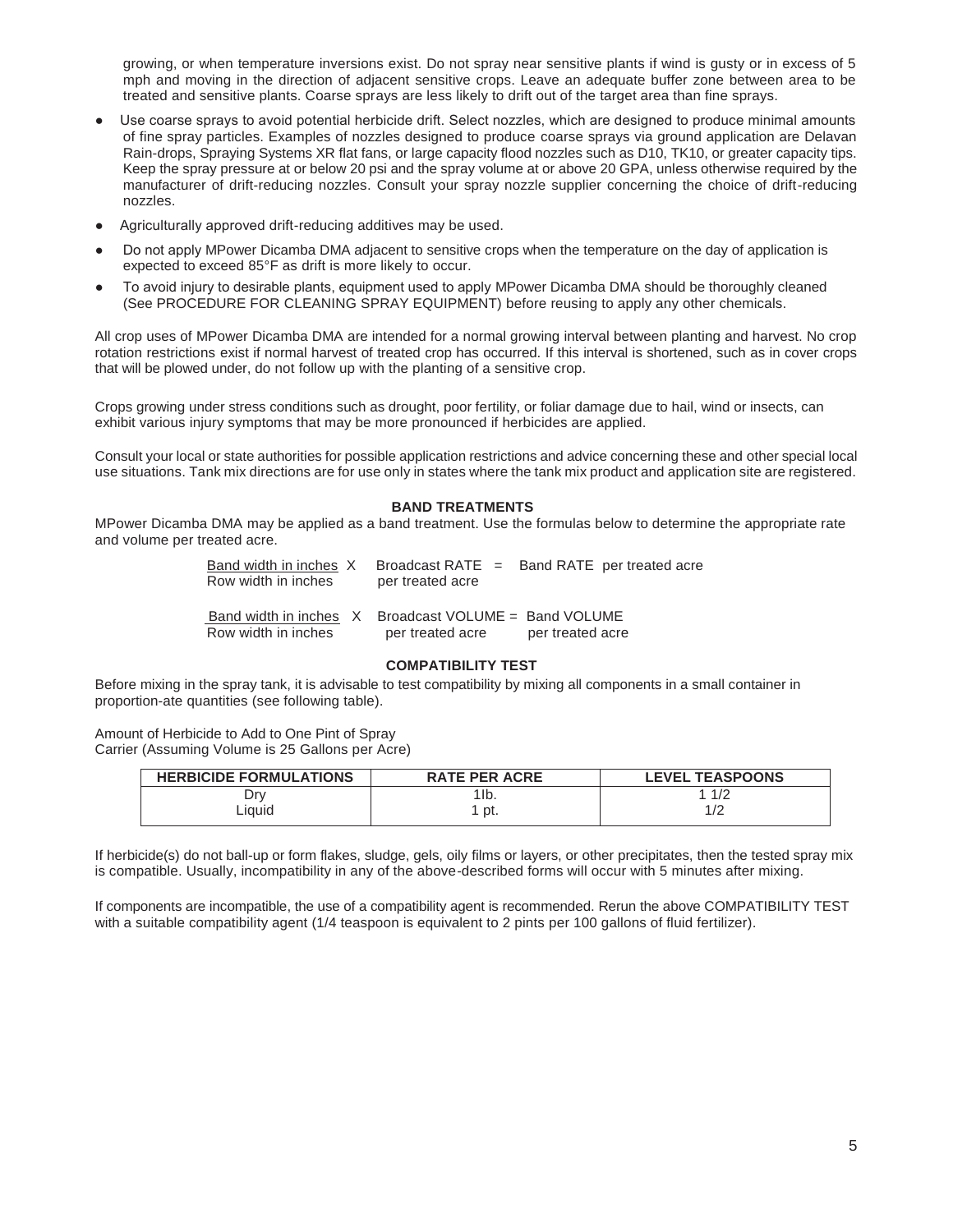growing, or when temperature inversions exist. Do not spray near sensitive plants if wind is gusty or in excess of 5 mph and moving in the direction of adjacent sensitive crops. Leave an adequate buffer zone between area to be treated and sensitive plants. Coarse sprays are less likely to drift out of the target area than fine sprays.

- Use coarse sprays to avoid potential herbicide drift. Select nozzles, which are designed to produce minimal amounts of fine spray particles. Examples of nozzles designed to produce coarse sprays via ground application are Delavan Rain-drops, Spraying Systems XR flat fans, or large capacity flood nozzles such as D10, TK10, or greater capacity tips. Keep the spray pressure at or below 20 psi and the spray volume at or above 20 GPA, unless otherwise required by the manufacturer of drift-reducing nozzles. Consult your spray nozzle supplier concerning the choice of drift-reducing nozzles.
- Agriculturally approved drift-reducing additives may be used.
- Do not apply MPower Dicamba DMA adjacent to sensitive crops when the temperature on the day of application is expected to exceed 85°F as drift is more likely to occur.
- To avoid injury to desirable plants, equipment used to apply MPower Dicamba DMA should be thoroughly cleaned (See PROCEDURE FOR CLEANING SPRAY EQUIPMENT) before reusing to apply any other chemicals.

All crop uses of MPower Dicamba DMA are intended for a normal growing interval between planting and harvest. No crop rotation restrictions exist if normal harvest of treated crop has occurred. If this interval is shortened, such as in cover crops that will be plowed under, do not follow up with the planting of a sensitive crop.

Crops growing under stress conditions such as drought, poor fertility, or foliar damage due to hail, wind or insects, can exhibit various injury symptoms that may be more pronounced if herbicides are applied.

Consult your local or state authorities for possible application restrictions and advice concerning these and other special local use situations. Tank mix directions are for use only in states where the tank mix product and application site are registered.

## BAND TREATMENTS

MPower Dicamba DMA may be applied as a band treatment. Use the formulas below to determine the appropriate rate and volume per treated acre.

$$\frac{\text{Band width in inches}}{\text{Row width in inches}} \times \text{Broadcast RATE per treated acre} = \text{Band RATE per treated acre}$$

$$\frac{\text{Band width in inches}}{\text{Row width in inches}} \times \text{Broadcast VOLUME per treated acre} = \text{Band VOLUME per treated acre}$$

## COMPATIBILITY TEST

Before mixing in the spray tank, it is advisable to test compatibility by mixing all components in a small container in proportion-ate quantities (see following table).

Amount of Herbicide to Add to One Pint of Spray Carrier (Assuming Volume is 25 Gallons per Acre)

| HERBICIDE FORMULATIONS | RATE PER ACRE | LEVEL TEASPOONS |
| --- | --- | --- |
| Dry | 1lb. | 1 1/2 |
| Liquid | 1 pt. | 1/2 |

If herbicide(s) do not ball-up or form flakes, sludge, gels, oily films or layers, or other precipitates, then the tested spray mix is compatible. Usually, incompatibility in any of the above-described forms will occur with 5 minutes after mixing.

If components are incompatible, the use of a compatibility agent is recommended. Rerun the above COMPATIBILITY TEST with a suitable compatibility agent (1/4 teaspoon is equivalent to 2 pints per 100 gallons of fluid fertilizer).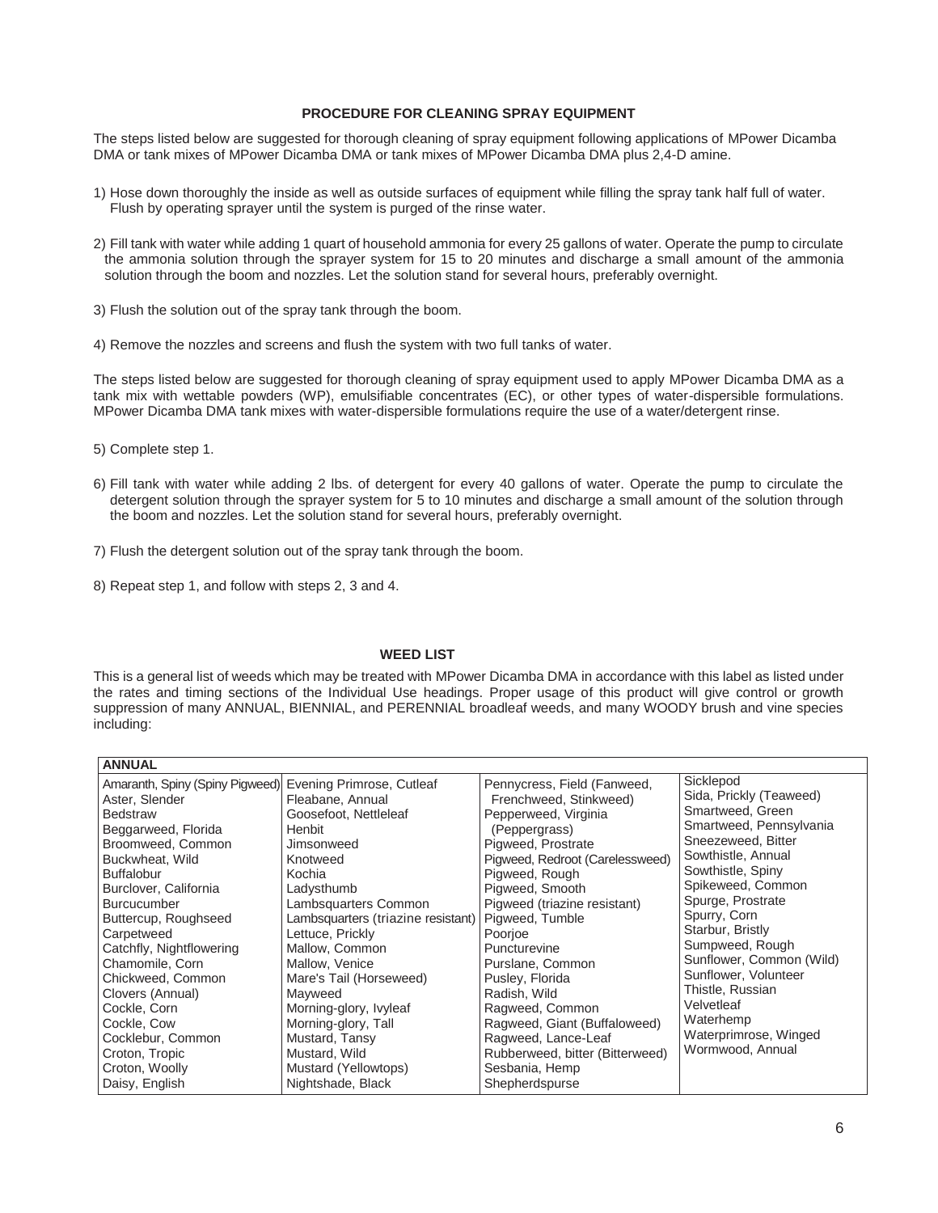**PROCEDURE FOR CLEANING SPRAY EQUIPMENT**

The steps listed below are suggested for thorough cleaning of spray equipment following applications of MPower Dicamba DMA or tank mixes of MPower Dicamba DMA or tank mixes of MPower Dicamba DMA plus 2,4-D amine.

1) Hose down thoroughly the inside as well as outside surfaces of equipment while filling the spray tank half full of water. Flush by operating sprayer until the system is purged of the rinse water.

2) Fill tank with water while adding 1 quart of household ammonia for every 25 gallons of water. Operate the pump to circulate the ammonia solution through the sprayer system for 15 to 20 minutes and discharge a small amount of the ammonia solution through the boom and nozzles. Let the solution stand for several hours, preferably overnight.

3) Flush the solution out of the spray tank through the boom.

4) Remove the nozzles and screens and flush the system with two full tanks of water.

The steps listed below are suggested for thorough cleaning of spray equipment used to apply MPower Dicamba DMA as a tank mix with wettable powders (WP), emulsifiable concentrates (EC), or other types of water-dispersible formulations. MPower Dicamba DMA tank mixes with water-dispersible formulations require the use of a water/detergent rinse.

5) Complete step 1.

6) Fill tank with water while adding 2 lbs. of detergent for every 40 gallons of water. Operate the pump to circulate the detergent solution through the sprayer system for 5 to 10 minutes and discharge a small amount of the solution through the boom and nozzles. Let the solution stand for several hours, preferably overnight.

7) Flush the detergent solution out of the spray tank through the boom.

8) Repeat step 1, and follow with steps 2, 3 and 4.

**WEED LIST**

This is a general list of weeds which may be treated with MPower Dicamba DMA in accordance with this label as listed under the rates and timing sections of the Individual Use headings. Proper usage of this product will give control or growth suppression of many ANNUAL, BIENNIAL, and PERENNIAL broadleaf weeds, and many WOODY brush and vine species including:

| ANNUAL | | | |
|---|---|---|---|
| Amaranth, Spiny (Spiny Pigweed) | Evening Primrose, Cutleaf | Pennycress, Field (Fanweed, Frenchweed, Stinkweed) | Sicklepod |
| Aster, Slender | Fleabane, Annual | Pepperweed, Virginia (Peppergrass) | Sida, Prickly (Teaweed) |
| Bedstraw | Goosefoot, Nettleleaf | Pigweed, Prostrate | Smartweed, Green |
| Beggarweed, Florida | Henbit | Pigweed, Redroot (Carelessweed) | Smartweed, Pennsylvania |
| Broomweed, Common | Jimsonweed | Pigweed, Rough | Sneezeweed, Bitter |
| Buckwheat, Wild | Knotweed | Pigweed, Smooth | Sowthistle, Annual |
| Buffalobur | Kochia | Pigweed (triazine resistant) | Sowthistle, Spiny |
| Burclover, California | Ladysthumb | Pigweed, Tumble | Spikeweed, Common |
| Burcucumber | Lambsquarters Common | Poorjoe | Spurge, Prostrate |
| Buttercup, Roughseed | Lambsquarters (triazine resistant) | Puncturevine | Spurry, Corn |
| Carpetweed | Lettuce, Prickly | Purslane, Common | Starbur, Bristly |
| Catchfly, Nightflowering | Mallow, Common | Pusley, Florida | Sumpweed, Rough |
| Chamomile, Corn | Mallow, Venice | Radish, Wild | Sunflower, Common (Wild) |
| Chickweed, Common | Mare's Tail (Horseweed) | Ragweed, Common | Sunflower, Volunteer |
| Clovers (Annual) | Mayweed | Ragweed, Giant (Buffaloweed) | Thistle, Russian |
| Cockle, Corn | Morning-glory, Ivyleaf | Ragweed, Lance-Leaf | Velvetleaf |
| Cockle, Cow | Morning-glory, Tall | Rubberweed, bitter (Bitterweed) | Waterhemp |
| Cocklebur, Common | Mustard, Tansy | Sesbania, Hemp | Waterprimrose, Winged |
| Croton, Tropic | Mustard, Wild | Shepherdspurse | Wormwood, Annual |
| Croton, Woolly | Mustard (Yellowtops) | | |
| Daisy, English | Nightshade, Black | | |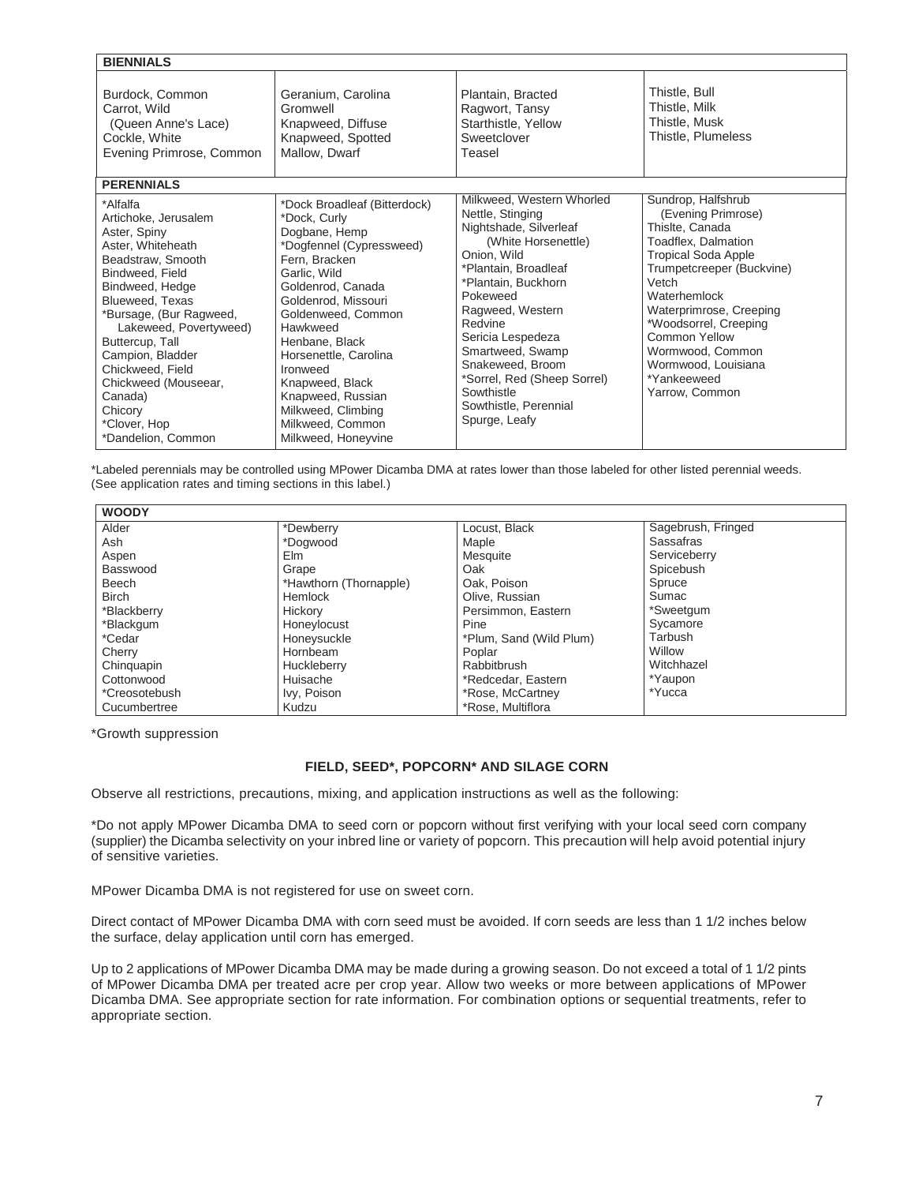**BIENNIALS**

| | | | |
|---|---|---|---|
| Burdock, Common<br>Carrot, Wild<br>(Queen Anne's Lace)<br>Cockle, White<br>Evening Primrose, Common | Geranium, Carolina<br>Gromwell<br>Knapweed, Diffuse<br>Knapweed, Spotted<br>Mallow, Dwarf | Plantain, Bracted<br>Ragwort, Tansy<br>Starthistle, Yellow<br>Sweetclover<br>Teasel | Thistle, Bull<br>Thistle, Milk<br>Thistle, Musk<br>Thistle, Plumeless |

**PERENNIALS**

| | | | |
|---|---|---|---|
| *Alfalfa<br>Artichoke, Jerusalem<br>Aster, Spiny<br>Aster, Whiteheath<br>Beadstraw, Smooth<br>Bindweed, Field<br>Bindweed, Hedge<br>Blueweed, Texas<br>*Bursage, (Bur Ragweed, Lakeweed, Povertyweed)<br>Buttercup, Tall<br>Campion, Bladder<br>Chickweed, Field<br>Chickweed (Mouseear, Canada)<br>Chicory<br>*Clover, Hop<br>*Dandelion, Common | *Dock Broadleaf (Bitterdock)<br>*Dock, Curly<br>Dogbane, Hemp<br>*Dogfennel (Cypressweed)<br>Fern, Bracken<br>Garlic, Wild<br>Goldenrod, Canada<br>Goldenrod, Missouri<br>Goldenweed, Common<br>Hawkweed<br>Henbane, Black<br>Horsenettle, Carolina<br>Ironweed<br>Knapweed, Black<br>Knapweed, Russian<br>Milkweed, Climbing<br>Milkweed, Common<br>Milkweed, Honeyvine | Milkweed, Western Whorled<br>Nettle, Stinging<br>Nightshade, Silverleaf<br>(White Horsenettle)<br>Onion, Wild<br>*Plantain, Broadleaf<br>*Plantain, Buckhorn<br>Pokeweed<br>Ragweed, Western<br>Redvine<br>Sericia Lespedeza<br>Smartweed, Swamp<br>Snakeweed, Broom<br>*Sorrel, Red (Sheep Sorrel)<br>Sowthistle<br>Sowthistle, Perennial<br>Spurge, Leafy | Sundrop, Halfshrub<br>(Evening Primrose)<br>Thislte, Canada<br>Toadflex, Dalmation<br>Tropical Soda Apple<br>Trumpetcreeper (Buckvine)<br>Vetch<br>Waterhemlock<br>Waterprimrose, Creeping<br>*Woodsorrel, Creeping<br>Common Yellow<br>Wormwood, Common<br>Wormwood, Louisiana<br>*Yankeeweed<br>Yarrow, Common |

*Labeled perennials may be controlled using MPower Dicamba DMA at rates lower than those labeled for other listed perennial weeds. (See application rates and timing sections in this label.)

**WOODY**

| | | | |
|---|---|---|---|
| Alder | *Dewberry | Locust, Black | Sagebrush, Fringed |
| Ash | *Dogwood | Maple | Sassafras |
| Aspen | Elm | Mesquite | Serviceberry |
| Basswood | Grape | Oak | Spicebush |
| Beech | *Hawthorn (Thornapple) | Oak, Poison | Spruce |
| Birch | Hemlock | Olive, Russian | Sumac |
| *Blackberry | Hickory | Persimmon, Eastern | *Sweetgum |
| *Blackgum | Honeylocust | Pine | Sycamore |
| *Cedar | Honeysuckle | *Plum, Sand (Wild Plum) | Tarbush |
| Cherry | Hornbeam | Poplar | Willow |
| Chinquapin | Huckleberry | Rabbitbrush | Witchhazel |
| Cottonwood | Huisache | *Redcedar, Eastern | *Yaupon |
| *Creosotebush | Ivy, Poison | *Rose, McCartney | *Yucca |
| Cucumbertree | Kudzu | *Rose, Multiflora | |

*Growth suppression

### FIELD, SEED*, POPCORN* AND SILAGE CORN

Observe all restrictions, precautions, mixing, and application instructions as well as the following:

*Do not apply MPower Dicamba DMA to seed corn or popcorn without first verifying with your local seed corn company (supplier) the Dicamba selectivity on your inbred line or variety of popcorn. This precaution will help avoid potential injury of sensitive varieties.

MPower Dicamba DMA is not registered for use on sweet corn.

Direct contact of MPower Dicamba DMA with corn seed must be avoided. If corn seeds are less than 1 1/2 inches below the surface, delay application until corn has emerged.

Up to 2 applications of MPower Dicamba DMA may be made during a growing season. Do not exceed a total of 1 1/2 pints of MPower Dicamba DMA per treated acre per crop year. Allow two weeks or more between applications of MPower Dicamba DMA. See appropriate section for rate information. For combination options or sequential treatments, refer to appropriate section.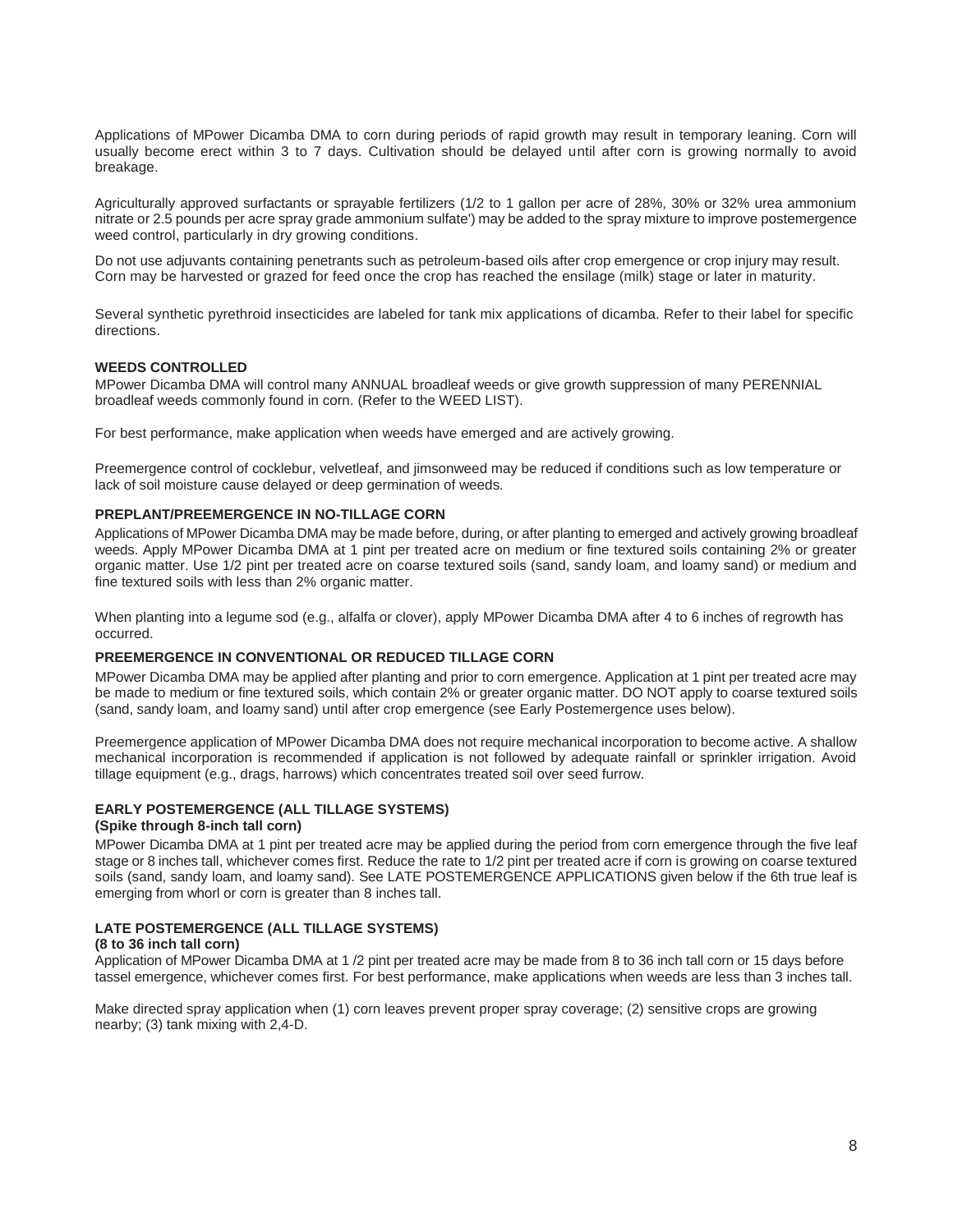Applications of MPower Dicamba DMA to corn during periods of rapid growth may result in temporary leaning. Corn will usually become erect within 3 to 7 days. Cultivation should be delayed until after corn is growing normally to avoid breakage.

Agriculturally approved surfactants or sprayable fertilizers (1/2 to 1 gallon per acre of 28%, 30% or 32% urea ammonium nitrate or 2.5 pounds per acre spray grade ammonium sulfate') may be added to the spray mixture to improve postemergence weed control, particularly in dry growing conditions.

Do not use adjuvants containing penetrants such as petroleum-based oils after crop emergence or crop injury may result. Corn may be harvested or grazed for feed once the crop has reached the ensilage (milk) stage or later in maturity.

Several synthetic pyrethroid insecticides are labeled for tank mix applications of dicamba. Refer to their label for specific directions.

#### WEEDS CONTROLLED

MPower Dicamba DMA will control many ANNUAL broadleaf weeds or give growth suppression of many PERENNIAL broadleaf weeds commonly found in corn. (Refer to the WEED LIST).

For best performance, make application when weeds have emerged and are actively growing.

Preemergence control of cocklebur, velvetleaf, and jimsonweed may be reduced if conditions such as low temperature or lack of soil moisture cause delayed or deep germination of weeds.

#### PREPLANT/PREEMERGENCE IN NO-TILLAGE CORN

Applications of MPower Dicamba DMA may be made before, during, or after planting to emerged and actively growing broadleaf weeds. Apply MPower Dicamba DMA at 1 pint per treated acre on medium or fine textured soils containing 2% or greater organic matter. Use 1/2 pint per treated acre on coarse textured soils (sand, sandy loam, and loamy sand) or medium and fine textured soils with less than 2% organic matter.

When planting into a legume sod (e.g., alfalfa or clover), apply MPower Dicamba DMA after 4 to 6 inches of regrowth has occurred.

#### PREEMERGENCE IN CONVENTIONAL OR REDUCED TILLAGE CORN

MPower Dicamba DMA may be applied after planting and prior to corn emergence. Application at 1 pint per treated acre may be made to medium or fine textured soils, which contain 2% or greater organic matter. DO NOT apply to coarse textured soils (sand, sandy loam, and loamy sand) until after crop emergence (see Early Postemergence uses below).

Preemergence application of MPower Dicamba DMA does not require mechanical incorporation to become active. A shallow mechanical incorporation is recommended if application is not followed by adequate rainfall or sprinkler irrigation. Avoid tillage equipment (e.g., drags, harrows) which concentrates treated soil over seed furrow.

#### EARLY POSTEMERGENCE (ALL TILLAGE SYSTEMS)
**(Spike through 8-inch tall corn)**

MPower Dicamba DMA at 1 pint per treated acre may be applied during the period from corn emergence through the five leaf stage or 8 inches tall, whichever comes first. Reduce the rate to 1/2 pint per treated acre if corn is growing on coarse textured soils (sand, sandy loam, and loamy sand). See LATE POSTEMERGENCE APPLICATIONS given below if the 6th true leaf is emerging from whorl or corn is greater than 8 inches tall.

#### LATE POSTEMERGENCE (ALL TILLAGE SYSTEMS)
**(8 to 36 inch tall corn)**

Application of MPower Dicamba DMA at 1 /2 pint per treated acre may be made from 8 to 36 inch tall corn or 15 days before tassel emergence, whichever comes first. For best performance, make applications when weeds are less than 3 inches tall.

Make directed spray application when (1) corn leaves prevent proper spray coverage; (2) sensitive crops are growing nearby; (3) tank mixing with 2,4-D.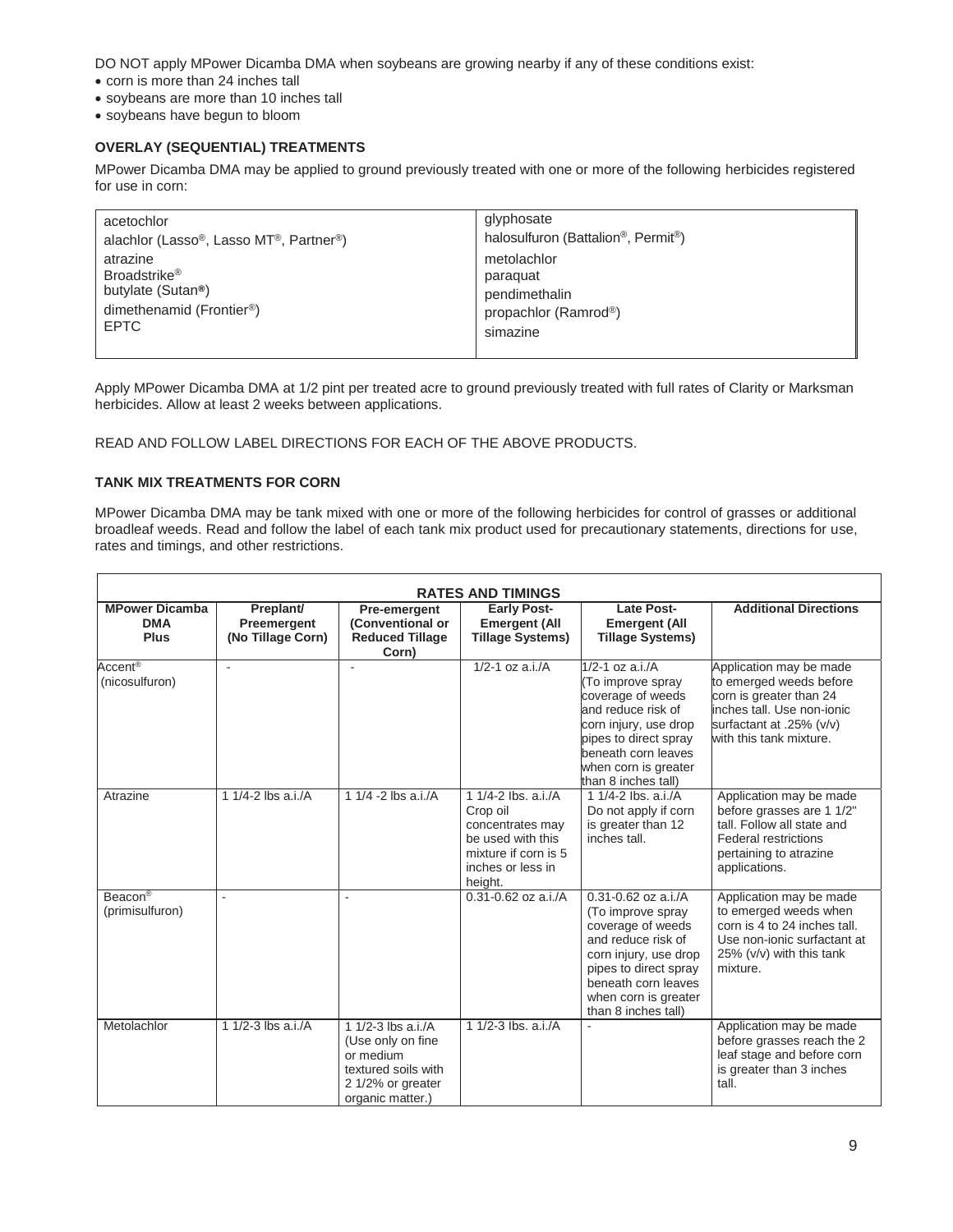DO NOT apply MPower Dicamba DMA when soybeans are growing nearby if any of these conditions exist:

- corn is more than 24 inches tall
- soybeans are more than 10 inches tall
- soybeans have begun to bloom

### OVERLAY (SEQUENTIAL) TREATMENTS

MPower Dicamba DMA may be applied to ground previously treated with one or more of the following herbicides registered for use in corn:

| | |
|---|---|
| acetochlor | glyphosate |
| alachlor (Lasso®, Lasso MT®, Partner®) | halosulfuron (Battalion®, Permit®) |
| atrazine | metolachlor |
| Broadstrike® | paraquat |
| butylate (Sutan®) | pendimethalin |
| dimethenamid (Frontier®) | propachlor (Ramrod®) |
| EPTC | simazine |

Apply MPower Dicamba DMA at 1/2 pint per treated acre to ground previously treated with full rates of Clarity or Marksman herbicides. Allow at least 2 weeks between applications.

READ AND FOLLOW LABEL DIRECTIONS FOR EACH OF THE ABOVE PRODUCTS.

### TANK MIX TREATMENTS FOR CORN

MPower Dicamba DMA may be tank mixed with one or more of the following herbicides for control of grasses or additional broadleaf weeds. Read and follow the label of each tank mix product used for precautionary statements, directions for use, rates and timings, and other restrictions.

| RATES AND TIMINGS | | | | | |
|---|---|---|---|---|---|
| **MPower Dicamba DMA Plus** | **Preplant/ Preemergent (No Tillage Corn)** | **Pre-emergent (Conventional or Reduced Tillage Corn)** | **Early Post-Emergent (All Tillage Systems)** | **Late Post-Emergent (All Tillage Systems)** | **Additional Directions** |
| Accent® (nicosulfuron) | - | - | 1/2-1 oz a.i./A | 1/2-1 oz a.i./A (To improve spray coverage of weeds and reduce risk of corn injury, use drop pipes to direct spray beneath corn leaves when corn is greater than 8 inches tall) | Application may be made to emerged weeds before corn is greater than 24 inches tall. Use non-ionic surfactant at .25% (v/v) with this tank mixture. |
| Atrazine | 1 1/4-2 lbs a.i./A | 1 1/4 -2 lbs a.i./A | 1 1/4-2 lbs. a.i./A Crop oil concentrates may be used with this mixture if corn is 5 inches or less in height. | 1 1/4-2 lbs. a.i./A Do not apply if corn is greater than 12 inches tall. | Application may be made before grasses are 1 1/2" tall. Follow all state and Federal restrictions pertaining to atrazine applications. |
| Beacon® (primisulfuron) | - | - | 0.31-0.62 oz a.i./A | 0.31-0.62 oz a.i./A (To improve spray coverage of weeds and reduce risk of corn injury, use drop pipes to direct spray beneath corn leaves when corn is greater than 8 inches tall) | Application may be made to emerged weeds when corn is 4 to 24 inches tall. Use non-ionic surfactant at 25% (v/v) with this tank mixture. |
| Metolachlor | 1 1/2-3 lbs a.i./A | 1 1/2-3 lbs a.i./A (Use only on fine or medium textured soils with 2 1/2% or greater organic matter.) | 1 1/2-3 lbs. a.i./A | - | Application may be made before grasses reach the 2 leaf stage and before corn is greater than 3 inches tall. |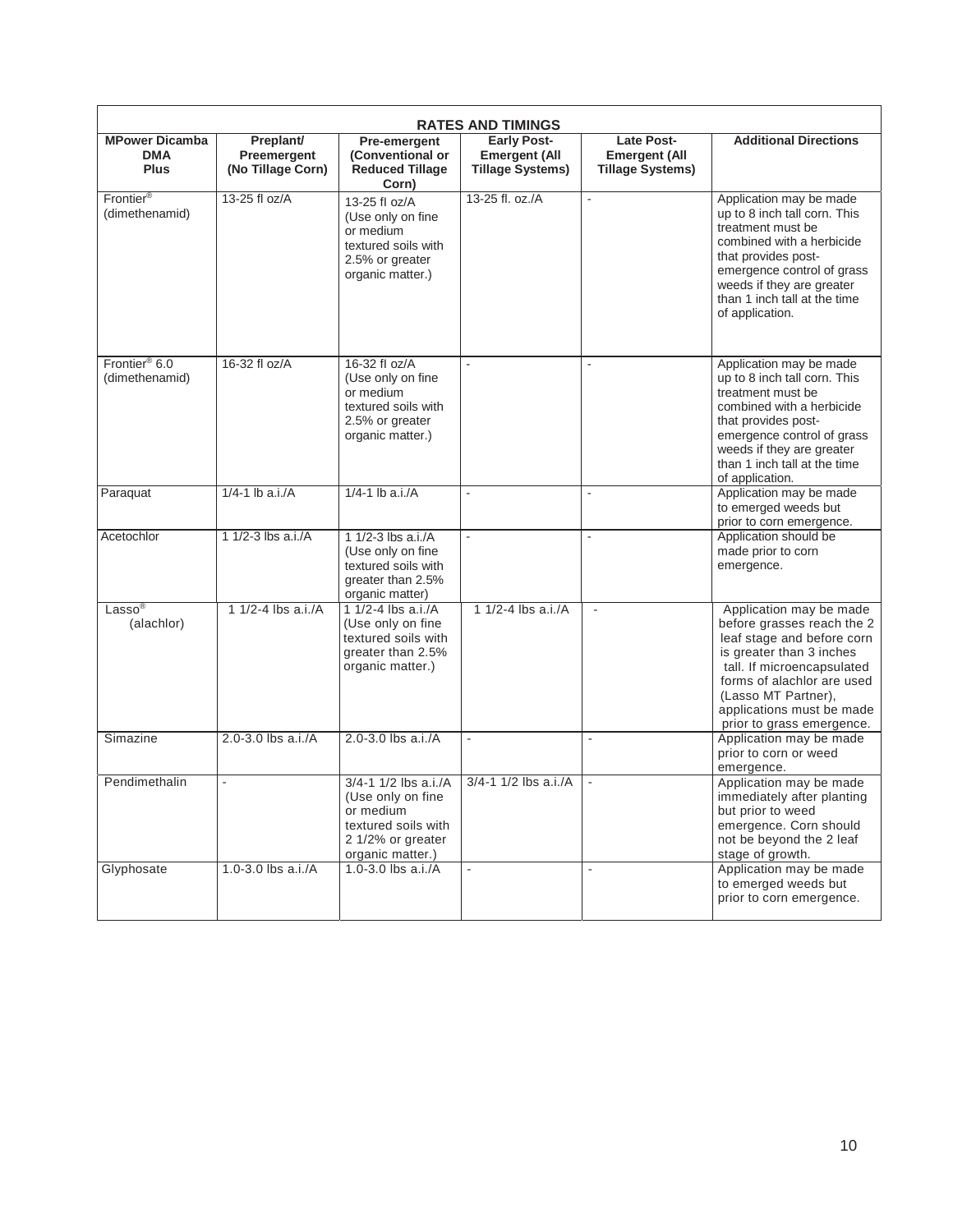| RATES AND TIMINGS | | | | | |
|---|---|---|---|---|---|
| **MPower Dicamba DMA Plus** | **Preplant/ Preemergent (No Tillage Corn)** | **Pre-emergent (Conventional or Reduced Tillage Corn)** | **Early Post-Emergent (All Tillage Systems)** | **Late Post-Emergent (All Tillage Systems)** | **Additional Directions** |
| Frontier® (dimethenamid) | 13-25 fl oz/A | 13-25 fl oz/A (Use only on fine or medium textured soils with 2.5% or greater organic matter.) | 13-25 fl. oz./A | - | Application may be made up to 8 inch tall corn. This treatment must be combined with a herbicide that provides post-emergence control of grass weeds if they are greater than 1 inch tall at the time of application. |
| Frontier® 6.0 (dimethenamid) | 16-32 fl oz/A | 16-32 fl oz/A (Use only on fine or medium textured soils with 2.5% or greater organic matter.) | - | - | Application may be made up to 8 inch tall corn. This treatment must be combined with a herbicide that provides post-emergence control of grass weeds if they are greater than 1 inch tall at the time of application. |
| Paraquat | 1/4-1 lb a.i./A | 1/4-1 lb a.i./A | - | - | Application may be made to emerged weeds but prior to corn emergence. |
| Acetochlor | 1 1/2-3 lbs a.i./A | 1 1/2-3 lbs a.i./A (Use only on fine textured soils with greater than 2.5% organic matter) | - | - | Application should be made prior to corn emergence. |
| Lasso® (alachlor) | 1 1/2-4 lbs a.i./A | 1 1/2-4 lbs a.i./A (Use only on fine textured soils with greater than 2.5% organic matter.) | 1 1/2-4 lbs a.i./A | - | Application may be made before grasses reach the 2 leaf stage and before corn is greater than 3 inches tall. If microencapsulated forms of alachlor are used (Lasso MT Partner), applications must be made prior to grass emergence. |
| Simazine | 2.0-3.0 lbs a.i./A | 2.0-3.0 lbs a.i./A | - | - | Application may be made prior to corn or weed emergence. |
| Pendimethalin | - | 3/4-1 1/2 lbs a.i./A (Use only on fine or medium textured soils with 2 1/2% or greater organic matter.) | 3/4-1 1/2 lbs a.i./A | - | Application may be made immediately after planting but prior to weed emergence. Corn should not be beyond the 2 leaf stage of growth. |
| Glyphosate | 1.0-3.0 lbs a.i./A | 1.0-3.0 lbs a.i./A | - | - | Application may be made to emerged weeds but prior to corn emergence. |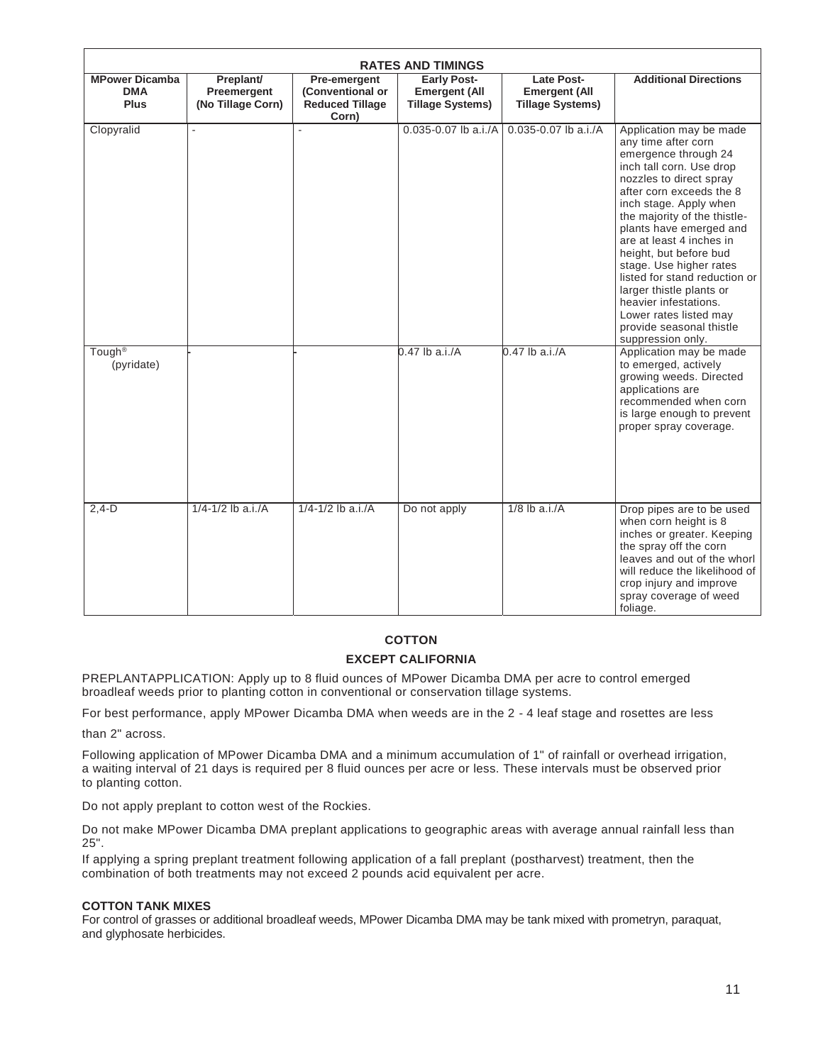| RATES AND TIMINGS | | | | | |
|---|---|---|---|---|---|
| **MPower Dicamba DMA Plus** | **Preplant/ Preemergent (No Tillage Corn)** | **Pre-emergent (Conventional or Reduced Tillage Corn)** | **Early Post-Emergent (All Tillage Systems)** | **Late Post-Emergent (All Tillage Systems)** | **Additional Directions** |
| Clopyralid | - | - | 0.035-0.07 lb a.i./A | 0.035-0.07 lb a.i./A | Application may be made any time after corn emergence through 24 inch tall corn. Use drop nozzles to direct spray after corn exceeds the 8 inch stage. Apply when the majority of the thistle-plants have emerged and are at least 4 inches in height, but before bud stage. Use higher rates listed for stand reduction or larger thistle plants or heavier infestations. Lower rates listed may provide seasonal thistle suppression only. |
| Tough® (pyridate) | - | - | 0.47 lb a.i./A | 0.47 lb a.i./A | Application may be made to emerged, actively growing weeds. Directed applications are recommended when corn is large enough to prevent proper spray coverage. |
| 2,4-D | 1/4-1/2 lb a.i./A | 1/4-1/2 lb a.i./A | Do not apply | 1/8 lb a.i./A | Drop pipes are to be used when corn height is 8 inches or greater. Keeping the spray off the corn leaves and out of the whorl will reduce the likelihood of crop injury and improve spray coverage of weed foliage. |

## COTTON

### EXCEPT CALIFORNIA

PREPLANTAPPLICATION: Apply up to 8 fluid ounces of MPower Dicamba DMA per acre to control emerged broadleaf weeds prior to planting cotton in conventional or conservation tillage systems.

For best performance, apply MPower Dicamba DMA when weeds are in the 2 - 4 leaf stage and rosettes are less than 2" across.

Following application of MPower Dicamba DMA and a minimum accumulation of 1" of rainfall or overhead irrigation, a waiting interval of 21 days is required per 8 fluid ounces per acre or less. These intervals must be observed prior to planting cotton.

Do not apply preplant to cotton west of the Rockies.

Do not make MPower Dicamba DMA preplant applications to geographic areas with average annual rainfall less than 25".

If applying a spring preplant treatment following application of a fall preplant (postharvest) treatment, then the combination of both treatments may not exceed 2 pounds acid equivalent per acre.

**COTTON TANK MIXES**

For control of grasses or additional broadleaf weeds, MPower Dicamba DMA may be tank mixed with prometryn, paraquat, and glyphosate herbicides.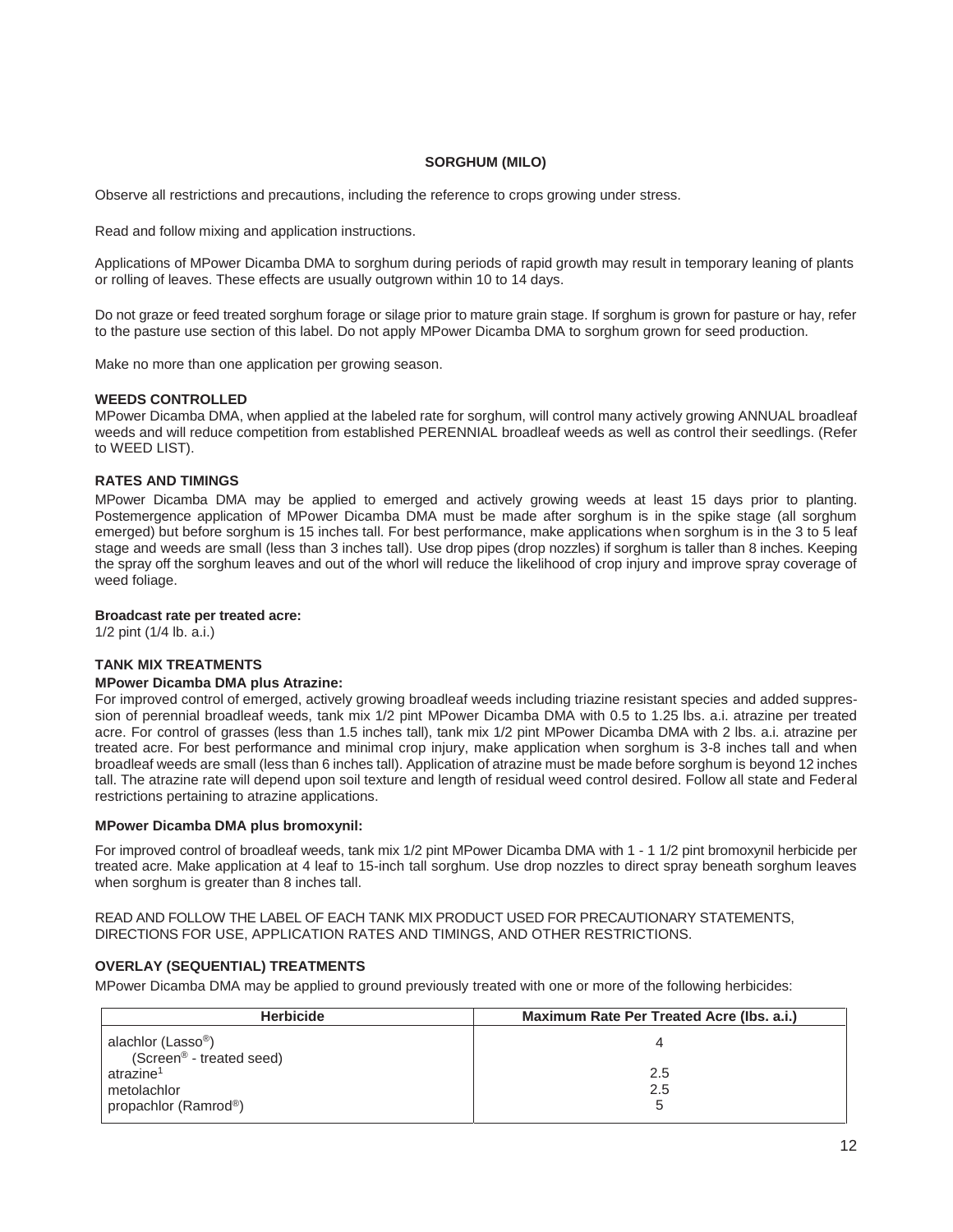## SORGHUM (MILO)

Observe all restrictions and precautions, including the reference to crops growing under stress.

Read and follow mixing and application instructions.

Applications of MPower Dicamba DMA to sorghum during periods of rapid growth may result in temporary leaning of plants or rolling of leaves. These effects are usually outgrown within 10 to 14 days.

Do not graze or feed treated sorghum forage or silage prior to mature grain stage. If sorghum is grown for pasture or hay, refer to the pasture use section of this label. Do not apply MPower Dicamba DMA to sorghum grown for seed production.

Make no more than one application per growing season.

### WEEDS CONTROLLED

MPower Dicamba DMA, when applied at the labeled rate for sorghum, will control many actively growing ANNUAL broadleaf weeds and will reduce competition from established PERENNIAL broadleaf weeds as well as control their seedlings. (Refer to WEED LIST).

### RATES AND TIMINGS

MPower Dicamba DMA may be applied to emerged and actively growing weeds at least 15 days prior to planting. Postemergence application of MPower Dicamba DMA must be made after sorghum is in the spike stage (all sorghum emerged) but before sorghum is 15 inches tall. For best performance, make applications when sorghum is in the 3 to 5 leaf stage and weeds are small (less than 3 inches tall). Use drop pipes (drop nozzles) if sorghum is taller than 8 inches. Keeping the spray off the sorghum leaves and out of the whorl will reduce the likelihood of crop injury and improve spray coverage of weed foliage.

**Broadcast rate per treated acre:**
1/2 pint (1/4 lb. a.i.)

### TANK MIX TREATMENTS

**MPower Dicamba DMA plus Atrazine:**
For improved control of emerged, actively growing broadleaf weeds including triazine resistant species and added suppression of perennial broadleaf weeds, tank mix 1/2 pint MPower Dicamba DMA with 0.5 to 1.25 lbs. a.i. atrazine per treated acre. For control of grasses (less than 1.5 inches tall), tank mix 1/2 pint MPower Dicamba DMA with 2 lbs. a.i. atrazine per treated acre. For best performance and minimal crop injury, make application when sorghum is 3-8 inches tall and when broadleaf weeds are small (less than 6 inches tall). Application of atrazine must be made before sorghum is beyond 12 inches tall. The atrazine rate will depend upon soil texture and length of residual weed control desired. Follow all state and Federal restrictions pertaining to atrazine applications.

**MPower Dicamba DMA plus bromoxynil:**

For improved control of broadleaf weeds, tank mix 1/2 pint MPower Dicamba DMA with 1 - 1 1/2 pint bromoxynil herbicide per treated acre. Make application at 4 leaf to 15-inch tall sorghum. Use drop nozzles to direct spray beneath sorghum leaves when sorghum is greater than 8 inches tall.

READ AND FOLLOW THE LABEL OF EACH TANK MIX PRODUCT USED FOR PRECAUTIONARY STATEMENTS, DIRECTIONS FOR USE, APPLICATION RATES AND TIMINGS, AND OTHER RESTRICTIONS.

### OVERLAY (SEQUENTIAL) TREATMENTS

MPower Dicamba DMA may be applied to ground previously treated with one or more of the following herbicides:

| Herbicide | Maximum Rate Per Treated Acre (lbs. a.i.) |
|---|---|
| alachlor (Lasso®) (Screen® - treated seed) | 4 |
| atrazine[1] | 2.5 |
| metolachlor | 2.5 |
| propachlor (Ramrod®) | 5 |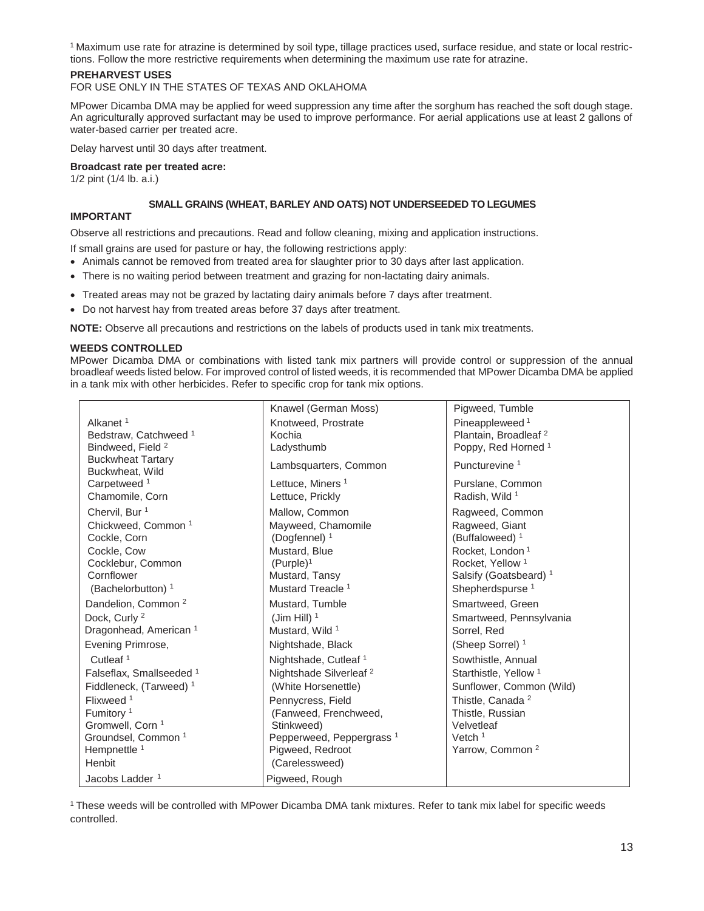[1] Maximum use rate for atrazine is determined by soil type, tillage practices used, surface residue, and state or local restrictions. Follow the more restrictive requirements when determining the maximum use rate for atrazine.

**PREHARVEST USES**

FOR USE ONLY IN THE STATES OF TEXAS AND OKLAHOMA

MPower Dicamba DMA may be applied for weed suppression any time after the sorghum has reached the soft dough stage. An agriculturally approved surfactant may be used to improve performance. For aerial applications use at least 2 gallons of water-based carrier per treated acre.

Delay harvest until 30 days after treatment.

**Broadcast rate per treated acre:**
1/2 pint (1/4 lb. a.i.)

## SMALL GRAINS (WHEAT, BARLEY AND OATS) NOT UNDERSEEDED TO LEGUMES

**IMPORTANT**

Observe all restrictions and precautions. Read and follow cleaning, mixing and application instructions.

If small grains are used for pasture or hay, the following restrictions apply:

- Animals cannot be removed from treated area for slaughter prior to 30 days after last application.
- There is no waiting period between treatment and grazing for non-lactating dairy animals.
- Treated areas may not be grazed by lactating dairy animals before 7 days after treatment.
- Do not harvest hay from treated areas before 37 days after treatment.

**NOTE:** Observe all precautions and restrictions on the labels of products used in tank mix treatments.

**WEEDS CONTROLLED**

MPower Dicamba DMA or combinations with listed tank mix partners will provide control or suppression of the annual broadleaf weeds listed below. For improved control of listed weeds, it is recommended that MPower Dicamba DMA be applied in a tank mix with other herbicides. Refer to specific crop for tank mix options.

| | | |
|---|---|---|
| Alkanet [1] | Knawel (German Moss) | Pigweed, Tumble |
| Bedstraw, Catchweed [1] | Knotweed, Prostrate | Pineappleweed [1] |
| Bindweed, Field [2] | Kochia | Plantain, Broadleaf [2] |
| Buckwheat Tartary | Ladysthumb | Poppy, Red Horned [1] |
| Buckwheat, Wild | Lambsquarters, Common | Puncturevine [1] |
| Carpetweed [1] | Lettuce, Miners [1] | Purslane, Common |
| Chamomile, Corn | Lettuce, Prickly | Radish, Wild [1] |
| Chervil, Bur [1] | Mallow, Common | Ragweed, Common |
| Chickweed, Common [1] | Mayweed, Chamomile (Dogfennel) [1] | Ragweed, Giant (Buffaloweed) [1] |
| Cockle, Corn | Mustard, Blue (Purple) [1] | Rocket, London [1] |
| Cockle, Cow | Mustard, Tansy | Rocket, Yellow [1] |
| Cocklebur, Common | Mustard Treacle [1] | Salsify (Goatsbeard) [1] |
| Cornflower (Bachelorbutton) [1] | Mustard, Tumble (Jim Hill) [1] | Shepherdspurse [1] |
| Dandelion, Common [2] | Mustard, Wild [1] | Smartweed, Green |
| Dock, Curly [2] | Nightshade, Black | Smartweed, Pennsylvania |
| Dragonhead, American [1] | Nightshade, Cutleaf [1] | Sorrel, Red (Sheep Sorrel) [1] |
| Evening Primrose, Cutleaf [1] | Nightshade Silverleaf [2] (White Horsenettle) | Sowthistle, Annual |
| Falseflax, Smallseeded [1] | Pennycress, Field (Fanweed, Frenchweed, Stinkweed) | Starthistle, Yellow [1] |
| Fiddleneck, (Tarweed) [1] | Pepperweed, Peppergrass [1] | Sunflower, Common (Wild) |
| Flixweed [1] | Pigweed, Redroot (Carelessweed) | Thistle, Canada [2] |
| Fumitory [1] | Pigweed, Rough | Thistle, Russian |
| Gromwell, Corn [1] | | Velvetleaf |
| Groundsel, Common [1] | | Vetch [1] |
| Hempnettle [1] | | Yarrow, Common [2] |
| Henbit | | |
| Jacobs Ladder [1] | | |

[1] These weeds will be controlled with MPower Dicamba DMA tank mixtures. Refer to tank mix label for specific weeds controlled.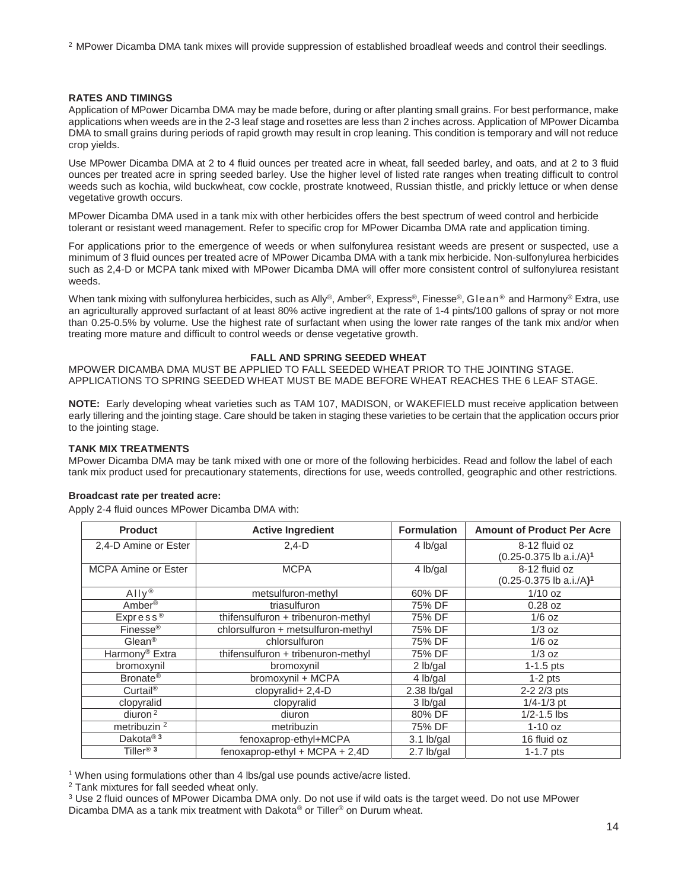[2] MPower Dicamba DMA tank mixes will provide suppression of established broadleaf weeds and control their seedlings.

**RATES AND TIMINGS**

Application of MPower Dicamba DMA may be made before, during or after planting small grains. For best performance, make applications when weeds are in the 2-3 leaf stage and rosettes are less than 2 inches across. Application of MPower Dicamba DMA to small grains during periods of rapid growth may result in crop leaning. This condition is temporary and will not reduce crop yields.

Use MPower Dicamba DMA at 2 to 4 fluid ounces per treated acre in wheat, fall seeded barley, and oats, and at 2 to 3 fluid ounces per treated acre in spring seeded barley. Use the higher level of listed rate ranges when treating difficult to control weeds such as kochia, wild buckwheat, cow cockle, prostrate knotweed, Russian thistle, and prickly lettuce or when dense vegetative growth occurs.

MPower Dicamba DMA used in a tank mix with other herbicides offers the best spectrum of weed control and herbicide tolerant or resistant weed management. Refer to specific crop for MPower Dicamba DMA rate and application timing.

For applications prior to the emergence of weeds or when sulfonylurea resistant weeds are present or suspected, use a minimum of 3 fluid ounces per treated acre of MPower Dicamba DMA with a tank mix herbicide. Non-sulfonylurea herbicides such as 2,4-D or MCPA tank mixed with MPower Dicamba DMA will offer more consistent control of sulfonylurea resistant weeds.

When tank mixing with sulfonylurea herbicides, such as Ally®, Amber®, Express®, Finesse®, Glean® and Harmony® Extra, use an agriculturally approved surfactant of at least 80% active ingredient at the rate of 1-4 pints/100 gallons of spray or not more than 0.25-0.5% by volume. Use the highest rate of surfactant when using the lower rate ranges of the tank mix and/or when treating more mature and difficult to control weeds or dense vegetative growth.

**FALL AND SPRING SEEDED WHEAT**

MPOWER DICAMBA DMA MUST BE APPLIED TO FALL SEEDED WHEAT PRIOR TO THE JOINTING STAGE. APPLICATIONS TO SPRING SEEDED WHEAT MUST BE MADE BEFORE WHEAT REACHES THE 6 LEAF STAGE.

**NOTE:** Early developing wheat varieties such as TAM 107, MADISON, or WAKEFIELD must receive application between early tillering and the jointing stage. Care should be taken in staging these varieties to be certain that the application occurs prior to the jointing stage.

**TANK MIX TREATMENTS**

MPower Dicamba DMA may be tank mixed with one or more of the following herbicides. Read and follow the label of each tank mix product used for precautionary statements, directions for use, weeds controlled, geographic and other restrictions.

**Broadcast rate per treated acre:**

Apply 2-4 fluid ounces MPower Dicamba DMA with:

| Product | Active Ingredient | Formulation | Amount of Product Per Acre |
|---|---|---|---|
| 2,4-D Amine or Ester | 2,4-D | 4 lb/gal | 8-12 fluid oz (0.25-0.375 lb a.i./A)[1] |
| MCPA Amine or Ester | MCPA | 4 lb/gal | 8-12 fluid oz (0.25-0.375 lb a.i./A)[1] |
| Ally® | metsulfuron-methyl | 60% DF | 1/10 oz |
| Amber® | triasulfuron | 75% DF | 0.28 oz |
| Express® | thifensulfuron + tribenuron-methyl | 75% DF | 1/6 oz |
| Finesse® | chlorsulfuron + metsulfuron-methyl | 75% DF | 1/3 oz |
| Glean® | chlorsulfuron | 75% DF | 1/6 oz |
| Harmony® Extra | thifensulfuron + tribenuron-methyl | 75% DF | 1/3 oz |
| bromoxynil | bromoxynil | 2 lb/gal | 1-1.5 pts |
| Bronate® | bromoxynil + MCPA | 4 lb/gal | 1-2 pts |
| Curtail® | clopyralid+ 2,4-D | 2.38 lb/gal | 2-2 2/3 pts |
| clopyralid | clopyralid | 3 lb/gal | 1/4-1/3 pt |
| diuron [2] | diuron | 80% DF | 1/2-1.5 lbs |
| metribuzin [2] | metribuzin | 75% DF | 1-10 oz |
| Dakota® [3] | fenoxaprop-ethyl+MCPA | 3.1 lb/gal | 16 fluid oz |
| Tiller® [3] | fenoxaprop-ethyl + MCPA + 2,4D | 2.7 lb/gal | 1-1.7 pts |

[1] When using formulations other than 4 lbs/gal use pounds active/acre listed.

[2] Tank mixtures for fall seeded wheat only.

[3] Use 2 fluid ounces of MPower Dicamba DMA only. Do not use if wild oats is the target weed. Do not use MPower Dicamba DMA as a tank mix treatment with Dakota® or Tiller® on Durum wheat.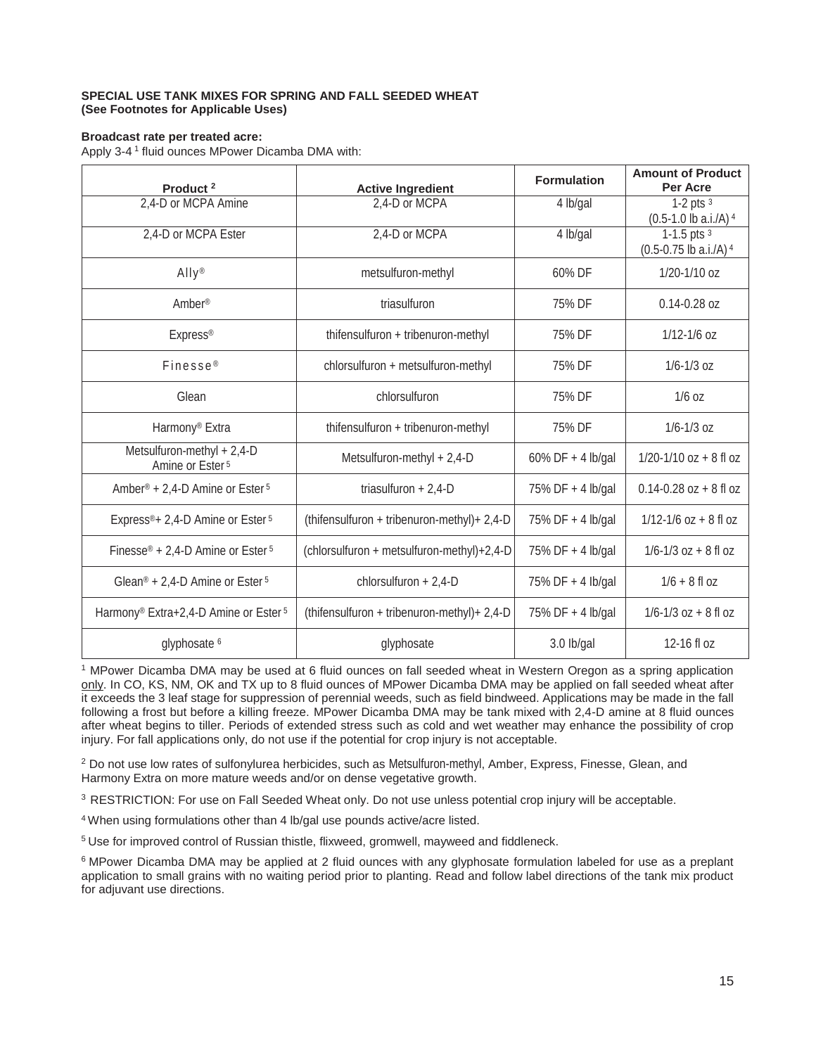**SPECIAL USE TANK MIXES FOR SPRING AND FALL SEEDED WHEAT**
**(See Footnotes for Applicable Uses)**

**Broadcast rate per treated acre:**
Apply 3-4 [1] fluid ounces MPower Dicamba DMA with:

| Product [2] | Active Ingredient | Formulation | Amount of Product Per Acre |
|---|---|---|---|
| 2,4-D or MCPA Amine | 2,4-D or MCPA | 4 lb/gal | 1-2 pts [3] (0.5-1.0 lb a.i./A) [4] |
| 2,4-D or MCPA Ester | 2,4-D or MCPA | 4 lb/gal | 1-1.5 pts [3] (0.5-0.75 lb a.i./A) [4] |
| Ally® | metsulfuron-methyl | 60% DF | 1/20-1/10 oz |
| Amber® | triasulfuron | 75% DF | 0.14-0.28 oz |
| Express® | thifensulfuron + tribenuron-methyl | 75% DF | 1/12-1/6 oz |
| Finesse® | chlorsulfuron + metsulfuron-methyl | 75% DF | 1/6-1/3 oz |
| Glean | chlorsulfuron | 75% DF | 1/6 oz |
| Harmony® Extra | thifensulfuron + tribenuron-methyl | 75% DF | 1/6-1/3 oz |
| Metsulfuron-methyl + 2,4-D Amine or Ester [5] | Metsulfuron-methyl + 2,4-D | 60% DF + 4 lb/gal | 1/20-1/10 oz + 8 fl oz |
| Amber® + 2,4-D Amine or Ester [5] | triasulfuron + 2,4-D | 75% DF + 4 lb/gal | 0.14-0.28 oz + 8 fl oz |
| Express®+ 2,4-D Amine or Ester [5] | (thifensulfuron + tribenuron-methyl)+ 2,4-D | 75% DF + 4 lb/gal | 1/12-1/6 oz + 8 fl oz |
| Finesse® + 2,4-D Amine or Ester [5] | (chlorsulfuron + metsulfuron-methyl)+2,4-D | 75% DF + 4 lb/gal | 1/6-1/3 oz + 8 fl oz |
| Glean® + 2,4-D Amine or Ester [5] | chlorsulfuron + 2,4-D | 75% DF + 4 lb/gal | 1/6 + 8 fl oz |
| Harmony® Extra+2,4-D Amine or Ester [5] | (thifensulfuron + tribenuron-methyl)+ 2,4-D | 75% DF + 4 lb/gal | 1/6-1/3 oz + 8 fl oz |
| glyphosate [6] | glyphosate | 3.0 lb/gal | 12-16 fl oz |

[1] MPower Dicamba DMA may be used at 6 fluid ounces on fall seeded wheat in Western Oregon as a spring application only. In CO, KS, NM, OK and TX up to 8 fluid ounces of MPower Dicamba DMA may be applied on fall seeded wheat after it exceeds the 3 leaf stage for suppression of perennial weeds, such as field bindweed. Applications may be made in the fall following a frost but before a killing freeze. MPower Dicamba DMA may be tank mixed with 2,4-D amine at 8 fluid ounces after wheat begins to tiller. Periods of extended stress such as cold and wet weather may enhance the possibility of crop injury. For fall applications only, do not use if the potential for crop injury is not acceptable.

[2] Do not use low rates of sulfonylurea herbicides, such as Metsulfuron-methyl, Amber, Express, Finesse, Glean, and Harmony Extra on more mature weeds and/or on dense vegetative growth.

[3] RESTRICTION: For use on Fall Seeded Wheat only. Do not use unless potential crop injury will be acceptable.

[4] When using formulations other than 4 lb/gal use pounds active/acre listed.

[5] Use for improved control of Russian thistle, flixweed, gromwell, mayweed and fiddleneck.

[6] MPower Dicamba DMA may be applied at 2 fluid ounces with any glyphosate formulation labeled for use as a preplant application to small grains with no waiting period prior to planting. Read and follow label directions of the tank mix product for adjuvant use directions.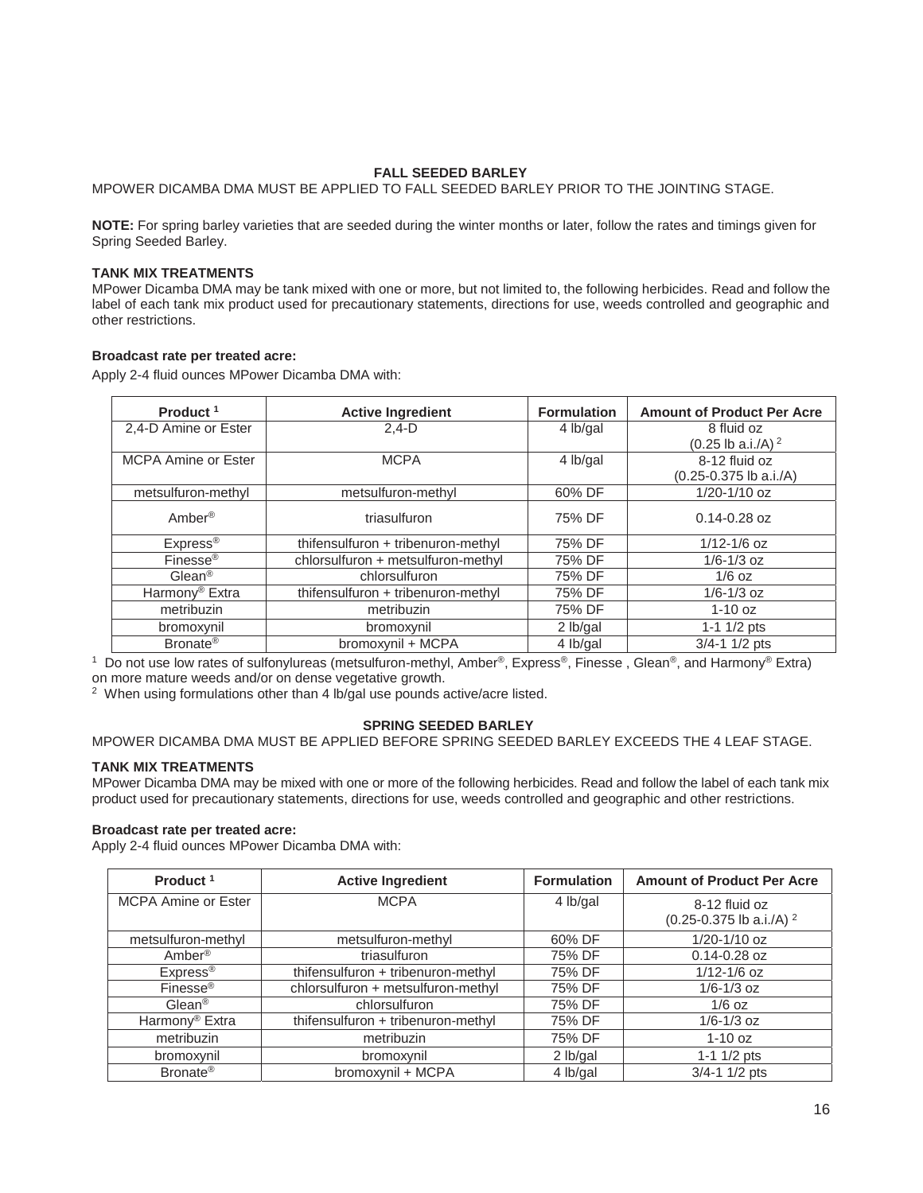## FALL SEEDED BARLEY

MPOWER DICAMBA DMA MUST BE APPLIED TO FALL SEEDED BARLEY PRIOR TO THE JOINTING STAGE.

**NOTE:** For spring barley varieties that are seeded during the winter months or later, follow the rates and timings given for Spring Seeded Barley.

**TANK MIX TREATMENTS**

MPower Dicamba DMA may be tank mixed with one or more, but not limited to, the following herbicides. Read and follow the label of each tank mix product used for precautionary statements, directions for use, weeds controlled and geographic and other restrictions.

**Broadcast rate per treated acre:**

Apply 2-4 fluid ounces MPower Dicamba DMA with:

| Product [1] | Active Ingredient | Formulation | Amount of Product Per Acre |
|---|---|---|---|
| 2,4-D Amine or Ester | 2,4-D | 4 lb/gal | 8 fluid oz (0.25 lb a.i./A) [2] |
| MCPA Amine or Ester | MCPA | 4 lb/gal | 8-12 fluid oz (0.25-0.375 lb a.i./A) |
| metsulfuron-methyl | metsulfuron-methyl | 60% DF | 1/20-1/10 oz |
| Amber® | triasulfuron | 75% DF | 0.14-0.28 oz |
| Express® | thifensulfuron + tribenuron-methyl | 75% DF | 1/12-1/6 oz |
| Finesse® | chlorsulfuron + metsulfuron-methyl | 75% DF | 1/6-1/3 oz |
| Glean® | chlorsulfuron | 75% DF | 1/6 oz |
| Harmony® Extra | thifensulfuron + tribenuron-methyl | 75% DF | 1/6-1/3 oz |
| metribuzin | metribuzin | 75% DF | 1-10 oz |
| bromoxynil | bromoxynil | 2 lb/gal | 1-1 1/2 pts |
| Bronate® | bromoxynil + MCPA | 4 lb/gal | 3/4-1 1/2 pts |

[1] Do not use low rates of sulfonylureas (metsulfuron-methyl, Amber®, Express®, Finesse , Glean®, and Harmony® Extra) on more mature weeds and/or on dense vegetative growth.

[2] When using formulations other than 4 lb/gal use pounds active/acre listed.

## SPRING SEEDED BARLEY

MPOWER DICAMBA DMA MUST BE APPLIED BEFORE SPRING SEEDED BARLEY EXCEEDS THE 4 LEAF STAGE.

**TANK MIX TREATMENTS**

MPower Dicamba DMA may be mixed with one or more of the following herbicides. Read and follow the label of each tank mix product used for precautionary statements, directions for use, weeds controlled and geographic and other restrictions.

**Broadcast rate per treated acre:**

Apply 2-4 fluid ounces MPower Dicamba DMA with:

| Product [1] | Active Ingredient | Formulation | Amount of Product Per Acre |
|---|---|---|---|
| MCPA Amine or Ester | MCPA | 4 lb/gal | 8-12 fluid oz (0.25-0.375 lb a.i./A) [2] |
| metsulfuron-methyl | metsulfuron-methyl | 60% DF | 1/20-1/10 oz |
| Amber® | triasulfuron | 75% DF | 0.14-0.28 oz |
| Express® | thifensulfuron + tribenuron-methyl | 75% DF | 1/12-1/6 oz |
| Finesse® | chlorsulfuron + metsulfuron-methyl | 75% DF | 1/6-1/3 oz |
| Glean® | chlorsulfuron | 75% DF | 1/6 oz |
| Harmony® Extra | thifensulfuron + tribenuron-methyl | 75% DF | 1/6-1/3 oz |
| metribuzin | metribuzin | 75% DF | 1-10 oz |
| bromoxynil | bromoxynil | 2 lb/gal | 1-1 1/2 pts |
| Bronate® | bromoxynil + MCPA | 4 lb/gal | 3/4-1 1/2 pts |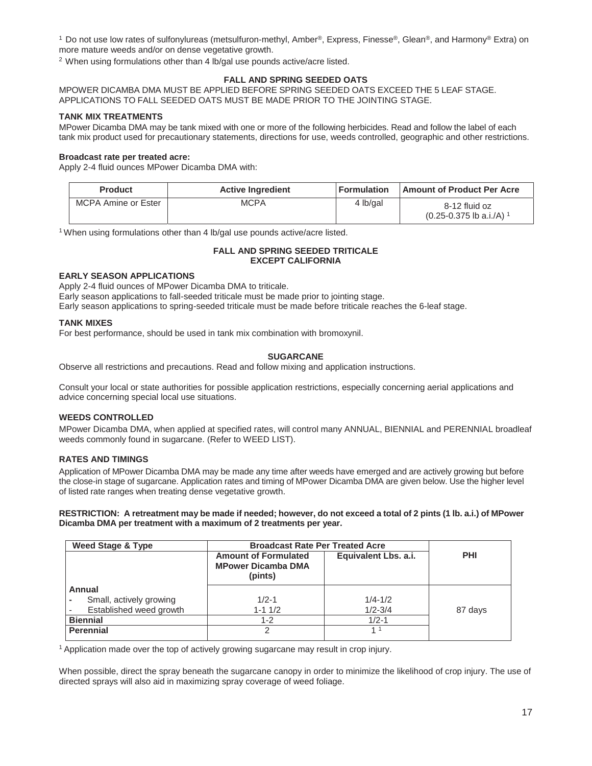[1] Do not use low rates of sulfonylureas (metsulfuron-methyl, Amber®, Express, Finesse®, Glean®, and Harmony® Extra) on more mature weeds and/or on dense vegetative growth.

[2] When using formulations other than 4 lb/gal use pounds active/acre listed.

### FALL AND SPRING SEEDED OATS

MPOWER DICAMBA DMA MUST BE APPLIED BEFORE SPRING SEEDED OATS EXCEED THE 5 LEAF STAGE. APPLICATIONS TO FALL SEEDED OATS MUST BE MADE PRIOR TO THE JOINTING STAGE.

#### TANK MIX TREATMENTS

MPower Dicamba DMA may be tank mixed with one or more of the following herbicides. Read and follow the label of each tank mix product used for precautionary statements, directions for use, weeds controlled, geographic and other restrictions.

**Broadcast rate per treated acre:**

Apply 2-4 fluid ounces MPower Dicamba DMA with:

| Product | Active Ingredient | Formulation | Amount of Product Per Acre |
|---|---|---|---|
| MCPA Amine or Ester | MCPA | 4 lb/gal | 8-12 fluid oz (0.25-0.375 lb a.i./A) [1] |

[1] When using formulations other than 4 lb/gal use pounds active/acre listed.

### FALL AND SPRING SEEDED TRITICALE EXCEPT CALIFORNIA

#### EARLY SEASON APPLICATIONS

Apply 2-4 fluid ounces of MPower Dicamba DMA to triticale.
Early season applications to fall-seeded triticale must be made prior to jointing stage.
Early season applications to spring-seeded triticale must be made before triticale reaches the 6-leaf stage.

#### TANK MIXES

For best performance, should be used in tank mix combination with bromoxynil.

### SUGARCANE

Observe all restrictions and precautions. Read and follow mixing and application instructions.

Consult your local or state authorities for possible application restrictions, especially concerning aerial applications and advice concerning special local use situations.

#### WEEDS CONTROLLED

MPower Dicamba DMA, when applied at specified rates, will control many ANNUAL, BIENNIAL and PERENNIAL broadleaf weeds commonly found in sugarcane. (Refer to WEED LIST).

#### RATES AND TIMINGS

Application of MPower Dicamba DMA may be made any time after weeds have emerged and are actively growing but before the close-in stage of sugarcane. Application rates and timing of MPower Dicamba DMA are given below. Use the higher level of listed rate ranges when treating dense vegetative growth.

**RESTRICTION: A retreatment may be made if needed; however, do not exceed a total of 2 pints (1 lb. a.i.) of MPower Dicamba DMA per treatment with a maximum of 2 treatments per year.**

| Weed Stage & Type | Broadcast Rate Per Treated Acre | | PHI |
|---|---|---|---|
| | Amount of Formulated MPower Dicamba DMA (pints) | Equivalent Lbs. a.i. | |
| **Annual** | | | 87 days |
| - Small, actively growing | 1/2-1 | 1/4-1/2 | |
| - Established weed growth | 1-1 1/2 | 1/2-3/4 | |
| **Biennial** | 1-2 | 1/2-1 | |
| **Perennial** | 2 | 1 [1] | |

[1] Application made over the top of actively growing sugarcane may result in crop injury.

When possible, direct the spray beneath the sugarcane canopy in order to minimize the likelihood of crop injury. The use of directed sprays will also aid in maximizing spray coverage of weed foliage.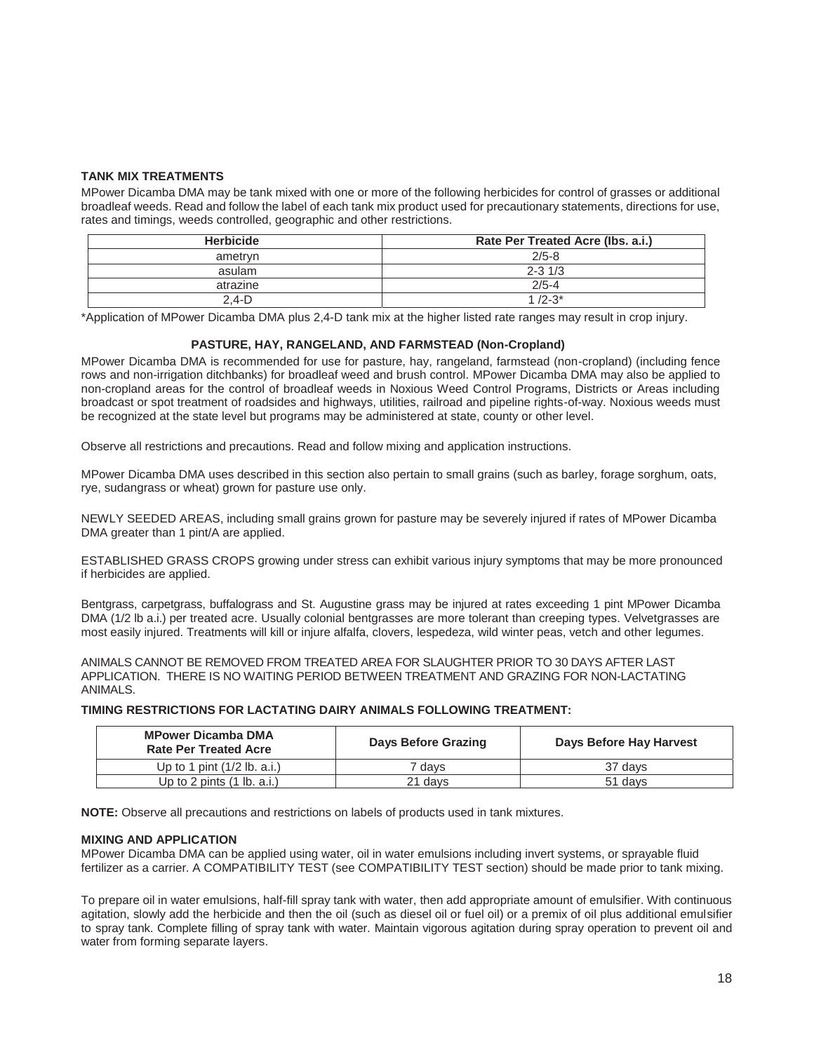**TANK MIX TREATMENTS**

MPower Dicamba DMA may be tank mixed with one or more of the following herbicides for control of grasses or additional broadleaf weeds. Read and follow the label of each tank mix product used for precautionary statements, directions for use, rates and timings, weeds controlled, geographic and other restrictions.

| Herbicide | Rate Per Treated Acre (lbs. a.i.) |
|---|---|
| ametryn | 2/5-8 |
| asulam | 2-3 1/3 |
| atrazine | 2/5-4 |
| 2,4-D | 1 /2-3* |

*Application of MPower Dicamba DMA plus 2,4-D tank mix at the higher listed rate ranges may result in crop injury.

**PASTURE, HAY, RANGELAND, AND FARMSTEAD (Non-Cropland)**

MPower Dicamba DMA is recommended for use for pasture, hay, rangeland, farmstead (non-cropland) (including fence rows and non-irrigation ditchbanks) for broadleaf weed and brush control. MPower Dicamba DMA may also be applied to non-cropland areas for the control of broadleaf weeds in Noxious Weed Control Programs, Districts or Areas including broadcast or spot treatment of roadsides and highways, utilities, railroad and pipeline rights-of-way. Noxious weeds must be recognized at the state level but programs may be administered at state, county or other level.

Observe all restrictions and precautions. Read and follow mixing and application instructions.

MPower Dicamba DMA uses described in this section also pertain to small grains (such as barley, forage sorghum, oats, rye, sudangrass or wheat) grown for pasture use only.

NEWLY SEEDED AREAS, including small grains grown for pasture may be severely injured if rates of MPower Dicamba DMA greater than 1 pint/A are applied.

ESTABLISHED GRASS CROPS growing under stress can exhibit various injury symptoms that may be more pronounced if herbicides are applied.

Bentgrass, carpetgrass, buffalograss and St. Augustine grass may be injured at rates exceeding 1 pint MPower Dicamba DMA (1/2 lb a.i.) per treated acre. Usually colonial bentgrasses are more tolerant than creeping types. Velvetgrasses are most easily injured. Treatments will kill or injure alfalfa, clovers, lespedeza, wild winter peas, vetch and other legumes.

ANIMALS CANNOT BE REMOVED FROM TREATED AREA FOR SLAUGHTER PRIOR TO 30 DAYS AFTER LAST APPLICATION. THERE IS NO WAITING PERIOD BETWEEN TREATMENT AND GRAZING FOR NON-LACTATING ANIMALS.

**TIMING RESTRICTIONS FOR LACTATING DAIRY ANIMALS FOLLOWING TREATMENT:**

| MPower Dicamba DMA Rate Per Treated Acre | Days Before Grazing | Days Before Hay Harvest |
|---|---|---|
| Up to 1 pint (1/2 lb. a.i.) | 7 days | 37 days |
| Up to 2 pints (1 lb. a.i.) | 21 days | 51 days |

**NOTE:** Observe all precautions and restrictions on labels of products used in tank mixtures.

**MIXING AND APPLICATION**

MPower Dicamba DMA can be applied using water, oil in water emulsions including invert systems, or sprayable fluid fertilizer as a carrier. A COMPATIBILITY TEST (see COMPATIBILITY TEST section) should be made prior to tank mixing.

To prepare oil in water emulsions, half-fill spray tank with water, then add appropriate amount of emulsifier. With continuous agitation, slowly add the herbicide and then the oil (such as diesel oil or fuel oil) or a premix of oil plus additional emulsifier to spray tank. Complete filling of spray tank with water. Maintain vigorous agitation during spray operation to prevent oil and water from forming separate layers.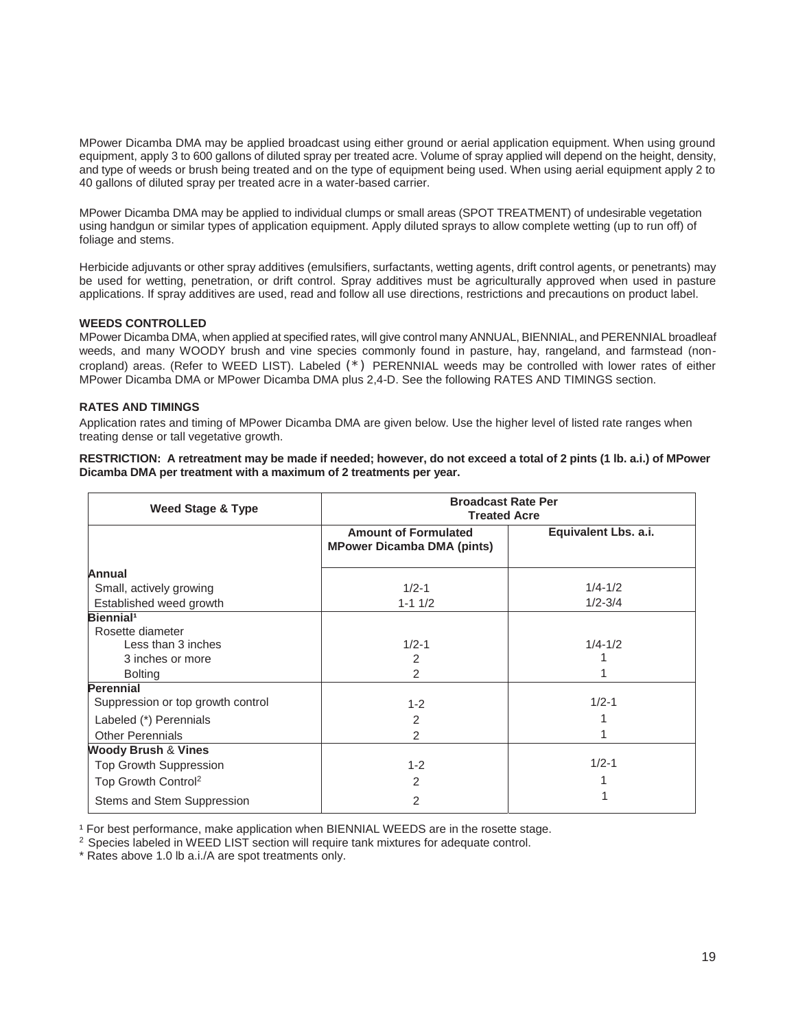MPower Dicamba DMA may be applied broadcast using either ground or aerial application equipment. When using ground equipment, apply 3 to 600 gallons of diluted spray per treated acre. Volume of spray applied will depend on the height, density, and type of weeds or brush being treated and on the type of equipment being used. When using aerial equipment apply 2 to 40 gallons of diluted spray per treated acre in a water-based carrier.

MPower Dicamba DMA may be applied to individual clumps or small areas (SPOT TREATMENT) of undesirable vegetation using handgun or similar types of application equipment. Apply diluted sprays to allow complete wetting (up to run off) of foliage and stems.

Herbicide adjuvants or other spray additives (emulsifiers, surfactants, wetting agents, drift control agents, or penetrants) may be used for wetting, penetration, or drift control. Spray additives must be agriculturally approved when used in pasture applications. If spray additives are used, read and follow all use directions, restrictions and precautions on product label.

**WEEDS CONTROLLED**

MPower Dicamba DMA, when applied at specified rates, will give control many ANNUAL, BIENNIAL, and PERENNIAL broadleaf weeds, and many WOODY brush and vine species commonly found in pasture, hay, rangeland, and farmstead (non-cropland) areas. (Refer to WEED LIST). Labeled (*) PERENNIAL weeds may be controlled with lower rates of either MPower Dicamba DMA or MPower Dicamba DMA plus 2,4-D. See the following RATES AND TIMINGS section.

**RATES AND TIMINGS**

Application rates and timing of MPower Dicamba DMA are given below. Use the higher level of listed rate ranges when treating dense or tall vegetative growth.

**RESTRICTION: A retreatment may be made if needed; however, do not exceed a total of 2 pints (1 lb. a.i.) of MPower Dicamba DMA per treatment with a maximum of 2 treatments per year.**

| Weed Stage & Type | Broadcast Rate Per Treated Acre | |
|---|---|---|
| | Amount of Formulated MPower Dicamba DMA (pints) | Equivalent Lbs. a.i. |
| **Annual** | | |
| Small, actively growing | 1/2-1 | 1/4-1/2 |
| Established weed growth | 1-1 1/2 | 1/2-3/4 |
| **Biennial**[1] | | |
| Rosette diameter | | |
| Less than 3 inches | 1/2-1 | 1/4-1/2 |
| 3 inches or more | 2 | 1 |
| Bolting | 2 | 1 |
| **Perennial** | | |
| Suppression or top growth control | 1-2 | 1/2-1 |
| Labeled (*) Perennials | 2 | 1 |
| Other Perennials | 2 | 1 |
| **Woody Brush & Vines** | | |
| Top Growth Suppression | 1-2 | 1/2-1 |
| Top Growth Control[2] | 2 | 1 |
| Stems and Stem Suppression | 2 | 1 |

[1] For best performance, make application when BIENNIAL WEEDS are in the rosette stage.

[2] Species labeled in WEED LIST section will require tank mixtures for adequate control.

* Rates above 1.0 lb a.i./A are spot treatments only.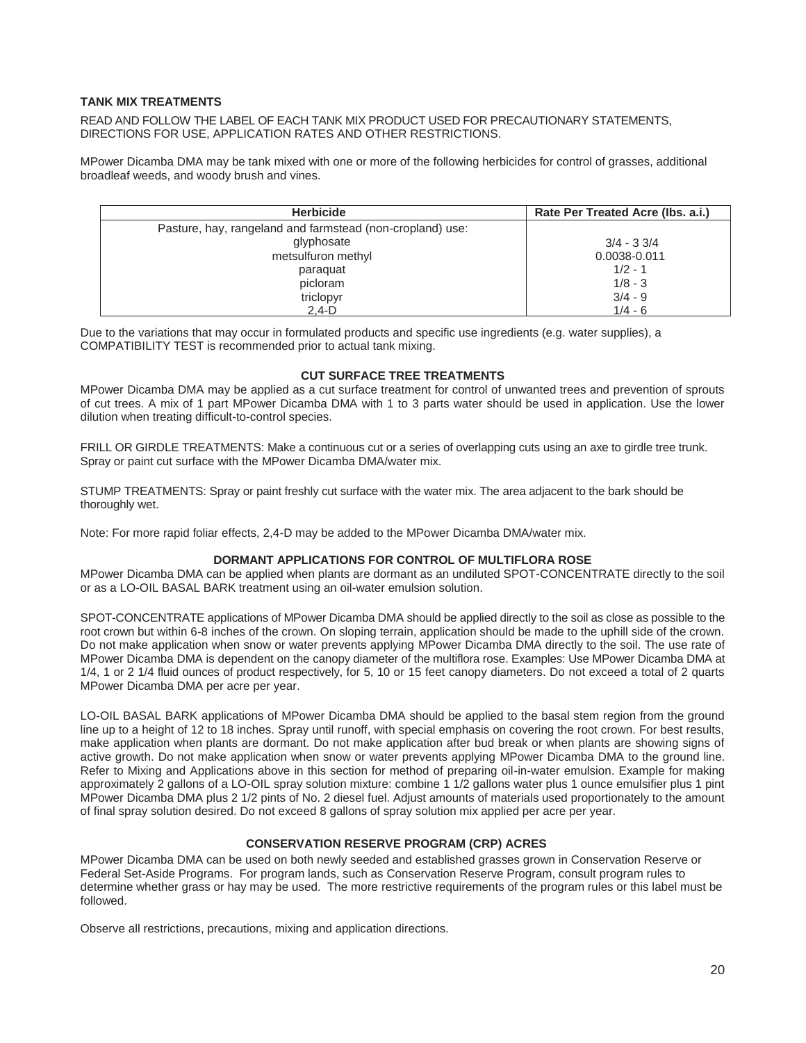**TANK MIX TREATMENTS**

READ AND FOLLOW THE LABEL OF EACH TANK MIX PRODUCT USED FOR PRECAUTIONARY STATEMENTS, DIRECTIONS FOR USE, APPLICATION RATES AND OTHER RESTRICTIONS.

MPower Dicamba DMA may be tank mixed with one or more of the following herbicides for control of grasses, additional broadleaf weeds, and woody brush and vines.

| Herbicide | Rate Per Treated Acre (lbs. a.i.) |
|---|---|
| Pasture, hay, rangeland and farmstead (non-cropland) use: | |
| glyphosate | 3/4 - 3 3/4 |
| metsulfuron methyl | 0.0038-0.011 |
| paraquat | 1/2 - 1 |
| picloram | 1/8 - 3 |
| triclopyr | 3/4 - 9 |
| 2,4-D | 1/4 - 6 |

Due to the variations that may occur in formulated products and specific use ingredients (e.g. water supplies), a COMPATIBILITY TEST is recommended prior to actual tank mixing.

**CUT SURFACE TREE TREATMENTS**

MPower Dicamba DMA may be applied as a cut surface treatment for control of unwanted trees and prevention of sprouts of cut trees. A mix of 1 part MPower Dicamba DMA with 1 to 3 parts water should be used in application. Use the lower dilution when treating difficult-to-control species.

FRILL OR GIRDLE TREATMENTS: Make a continuous cut or a series of overlapping cuts using an axe to girdle tree trunk. Spray or paint cut surface with the MPower Dicamba DMA/water mix.

STUMP TREATMENTS: Spray or paint freshly cut surface with the water mix. The area adjacent to the bark should be thoroughly wet.

Note: For more rapid foliar effects, 2,4-D may be added to the MPower Dicamba DMA/water mix.

**DORMANT APPLICATIONS FOR CONTROL OF MULTIFLORA ROSE**

MPower Dicamba DMA can be applied when plants are dormant as an undiluted SPOT-CONCENTRATE directly to the soil or as a LO-OIL BASAL BARK treatment using an oil-water emulsion solution.

SPOT-CONCENTRATE applications of MPower Dicamba DMA should be applied directly to the soil as close as possible to the root crown but within 6-8 inches of the crown. On sloping terrain, application should be made to the uphill side of the crown. Do not make application when snow or water prevents applying MPower Dicamba DMA directly to the soil. The use rate of MPower Dicamba DMA is dependent on the canopy diameter of the multiflora rose. Examples: Use MPower Dicamba DMA at 1/4, 1 or 2 1/4 fluid ounces of product respectively, for 5, 10 or 15 feet canopy diameters. Do not exceed a total of 2 quarts MPower Dicamba DMA per acre per year.

LO-OIL BASAL BARK applications of MPower Dicamba DMA should be applied to the basal stem region from the ground line up to a height of 12 to 18 inches. Spray until runoff, with special emphasis on covering the root crown. For best results, make application when plants are dormant. Do not make application after bud break or when plants are showing signs of active growth. Do not make application when snow or water prevents applying MPower Dicamba DMA to the ground line. Refer to Mixing and Applications above in this section for method of preparing oil-in-water emulsion. Example for making approximately 2 gallons of a LO-OIL spray solution mixture: combine 1 1/2 gallons water plus 1 ounce emulsifier plus 1 pint MPower Dicamba DMA plus 2 1/2 pints of No. 2 diesel fuel. Adjust amounts of materials used proportionately to the amount of final spray solution desired. Do not exceed 8 gallons of spray solution mix applied per acre per year.

**CONSERVATION RESERVE PROGRAM (CRP) ACRES**

MPower Dicamba DMA can be used on both newly seeded and established grasses grown in Conservation Reserve or Federal Set-Aside Programs. For program lands, such as Conservation Reserve Program, consult program rules to determine whether grass or hay may be used. The more restrictive requirements of the program rules or this label must be followed.

Observe all restrictions, precautions, mixing and application directions.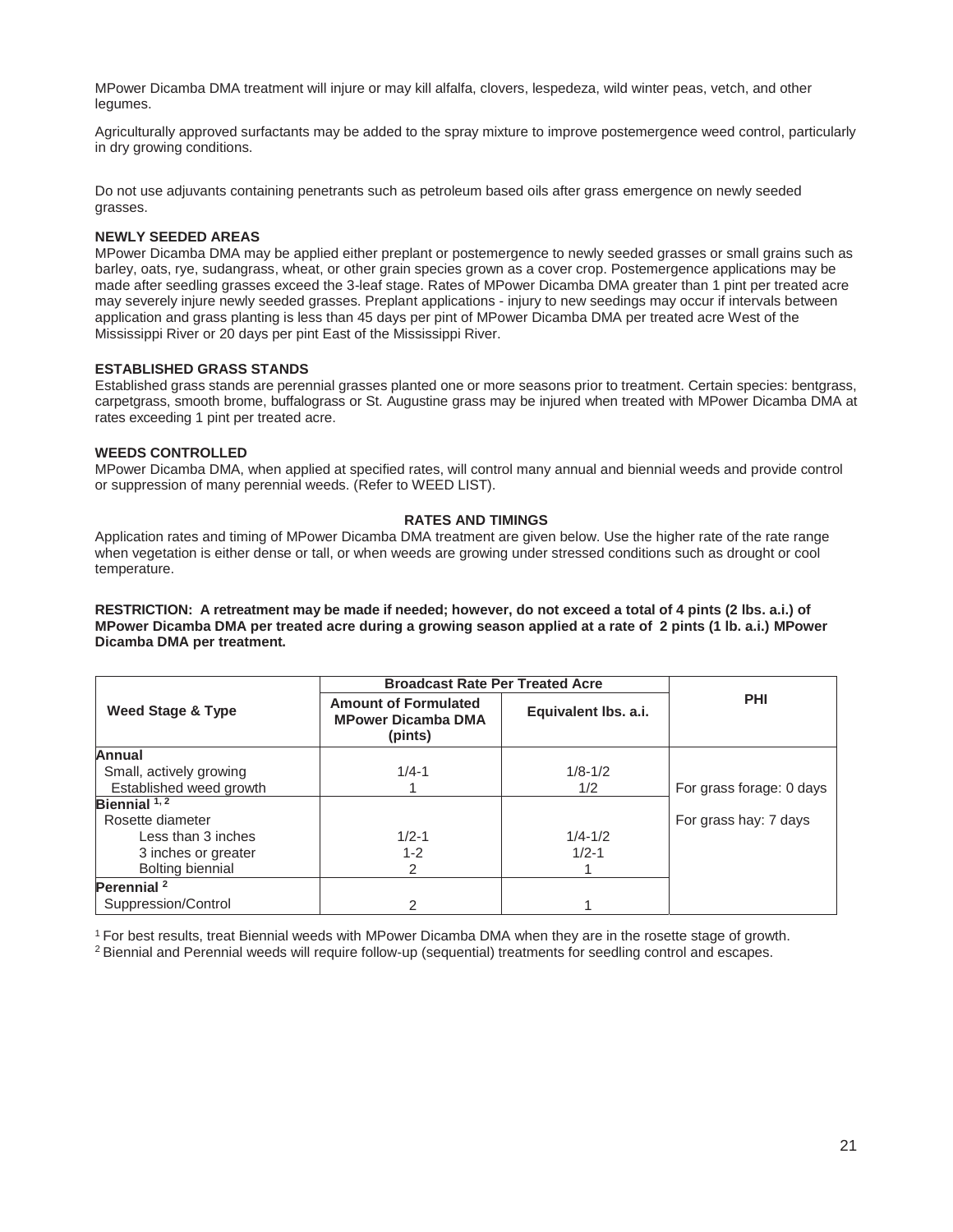MPower Dicamba DMA treatment will injure or may kill alfalfa, clovers, lespedeza, wild winter peas, vetch, and other legumes.

Agriculturally approved surfactants may be added to the spray mixture to improve postemergence weed control, particularly in dry growing conditions.

Do not use adjuvants containing penetrants such as petroleum based oils after grass emergence on newly seeded grasses.

**NEWLY SEEDED AREAS**
MPower Dicamba DMA may be applied either preplant or postemergence to newly seeded grasses or small grains such as barley, oats, rye, sudangrass, wheat, or other grain species grown as a cover crop. Postemergence applications may be made after seedling grasses exceed the 3-leaf stage. Rates of MPower Dicamba DMA greater than 1 pint per treated acre may severely injure newly seeded grasses. Preplant applications - injury to new seedings may occur if intervals between application and grass planting is less than 45 days per pint of MPower Dicamba DMA per treated acre West of the Mississippi River or 20 days per pint East of the Mississippi River.

**ESTABLISHED GRASS STANDS**
Established grass stands are perennial grasses planted one or more seasons prior to treatment. Certain species: bentgrass, carpetgrass, smooth brome, buffalograss or St. Augustine grass may be injured when treated with MPower Dicamba DMA at rates exceeding 1 pint per treated acre.

**WEEDS CONTROLLED**
MPower Dicamba DMA, when applied at specified rates, will control many annual and biennial weeds and provide control or suppression of many perennial weeds. (Refer to WEED LIST).

**RATES AND TIMINGS**

Application rates and timing of MPower Dicamba DMA treatment are given below. Use the higher rate of the rate range when vegetation is either dense or tall, or when weeds are growing under stressed conditions such as drought or cool temperature.

**RESTRICTION: A retreatment may be made if needed; however, do not exceed a total of 4 pints (2 lbs. a.i.) of MPower Dicamba DMA per treated acre during a growing season applied at a rate of 2 pints (1 lb. a.i.) MPower Dicamba DMA per treatment.**

| Weed Stage & Type | Broadcast Rate Per Treated Acre | | PHI |
|---|---|---|---|
| | Amount of Formulated MPower Dicamba DMA (pints) | Equivalent lbs. a.i. | |
| **Annual** | | | |
| Small, actively growing | 1/4-1 | 1/8-1/2 | |
| Established weed growth | 1 | 1/2 | For grass forage: 0 days |
| **Biennial [1, 2]** | | | |
| Rosette diameter | | | For grass hay: 7 days |
| Less than 3 inches | 1/2-1 | 1/4-1/2 | |
| 3 inches or greater | 1-2 | 1/2-1 | |
| Bolting biennial | 2 | 1 | |
| **Perennial [2]** | | | |
| Suppression/Control | 2 | 1 | |

[1] For best results, treat Biennial weeds with MPower Dicamba DMA when they are in the rosette stage of growth.
[2] Biennial and Perennial weeds will require follow-up (sequential) treatments for seedling control and escapes.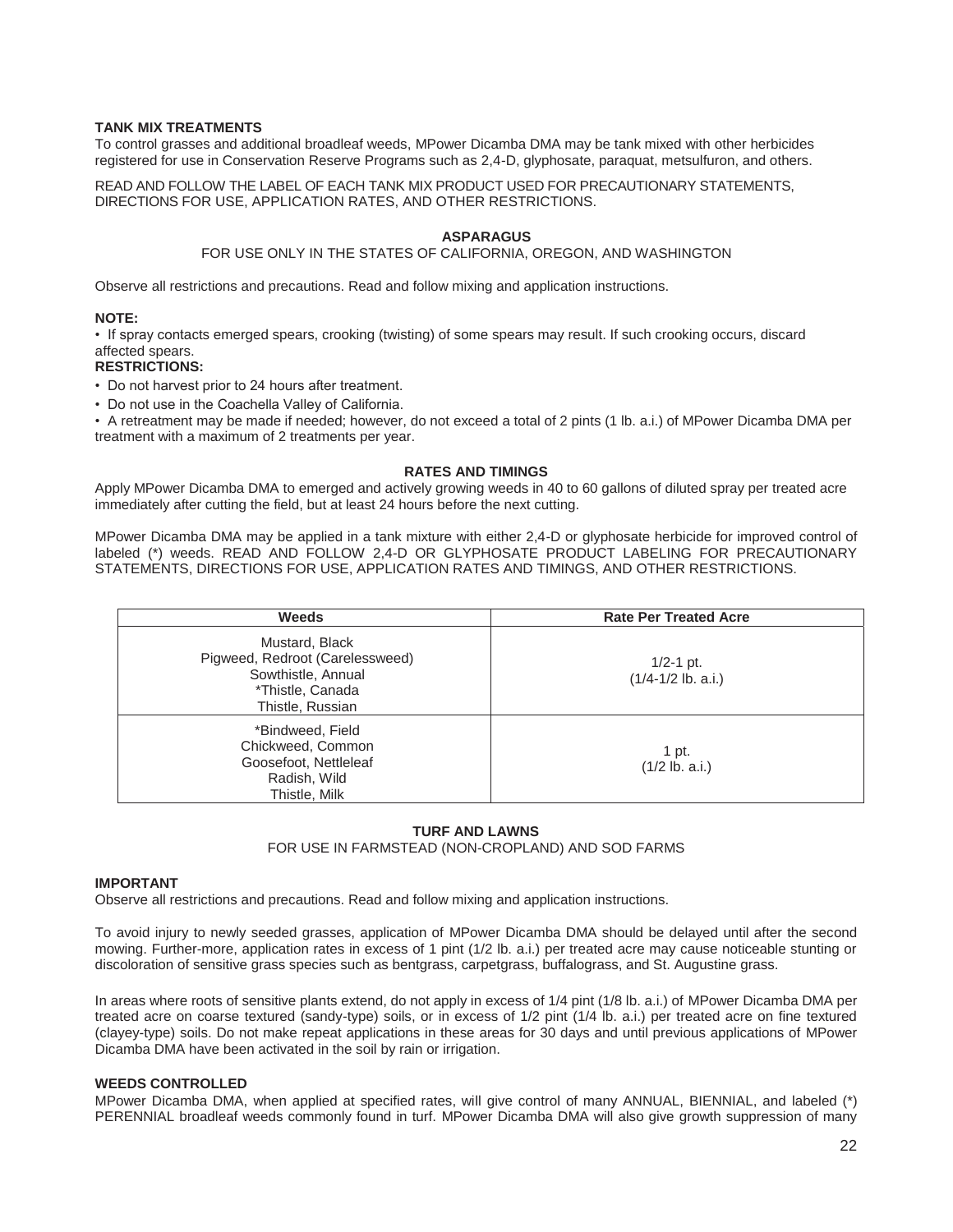### TANK MIX TREATMENTS

To control grasses and additional broadleaf weeds, MPower Dicamba DMA may be tank mixed with other herbicides registered for use in Conservation Reserve Programs such as 2,4-D, glyphosate, paraquat, metsulfuron, and others.

READ AND FOLLOW THE LABEL OF EACH TANK MIX PRODUCT USED FOR PRECAUTIONARY STATEMENTS, DIRECTIONS FOR USE, APPLICATION RATES, AND OTHER RESTRICTIONS.

## ASPARAGUS

FOR USE ONLY IN THE STATES OF CALIFORNIA, OREGON, AND WASHINGTON

Observe all restrictions and precautions. Read and follow mixing and application instructions.

**NOTE:**

- If spray contacts emerged spears, crooking (twisting) of some spears may result. If such crooking occurs, discard affected spears.

**RESTRICTIONS:**

- Do not harvest prior to 24 hours after treatment.
- Do not use in the Coachella Valley of California.
- A retreatment may be made if needed; however, do not exceed a total of 2 pints (1 lb. a.i.) of MPower Dicamba DMA per treatment with a maximum of 2 treatments per year.

### RATES AND TIMINGS

Apply MPower Dicamba DMA to emerged and actively growing weeds in 40 to 60 gallons of diluted spray per treated acre immediately after cutting the field, but at least 24 hours before the next cutting.

MPower Dicamba DMA may be applied in a tank mixture with either 2,4-D or glyphosate herbicide for improved control of labeled (*) weeds. READ AND FOLLOW 2,4-D OR GLYPHOSATE PRODUCT LABELING FOR PRECAUTIONARY STATEMENTS, DIRECTIONS FOR USE, APPLICATION RATES AND TIMINGS, AND OTHER RESTRICTIONS.

| Weeds | Rate Per Treated Acre |
|---|---|
| Mustard, Black<br>Pigweed, Redroot (Carelessweed)<br>Sowthistle, Annual<br>*Thistle, Canada<br>Thistle, Russian | 1/2-1 pt.<br>(1/4-1/2 lb. a.i.) |
| *Bindweed, Field<br>Chickweed, Common<br>Goosefoot, Nettleleaf<br>Radish, Wild<br>Thistle, Milk | 1 pt.<br>(1/2 lb. a.i.) |

## TURF AND LAWNS

FOR USE IN FARMSTEAD (NON-CROPLAND) AND SOD FARMS

### IMPORTANT

Observe all restrictions and precautions. Read and follow mixing and application instructions.

To avoid injury to newly seeded grasses, application of MPower Dicamba DMA should be delayed until after the second mowing. Further-more, application rates in excess of 1 pint (1/2 lb. a.i.) per treated acre may cause noticeable stunting or discoloration of sensitive grass species such as bentgrass, carpetgrass, buffalograss, and St. Augustine grass.

In areas where roots of sensitive plants extend, do not apply in excess of 1/4 pint (1/8 lb. a.i.) of MPower Dicamba DMA per treated acre on coarse textured (sandy-type) soils, or in excess of 1/2 pint (1/4 lb. a.i.) per treated acre on fine textured (clayey-type) soils. Do not make repeat applications in these areas for 30 days and until previous applications of MPower Dicamba DMA have been activated in the soil by rain or irrigation.

### WEEDS CONTROLLED

MPower Dicamba DMA, when applied at specified rates, will give control of many ANNUAL, BIENNIAL, and labeled (*) PERENNIAL broadleaf weeds commonly found in turf. MPower Dicamba DMA will also give growth suppression of many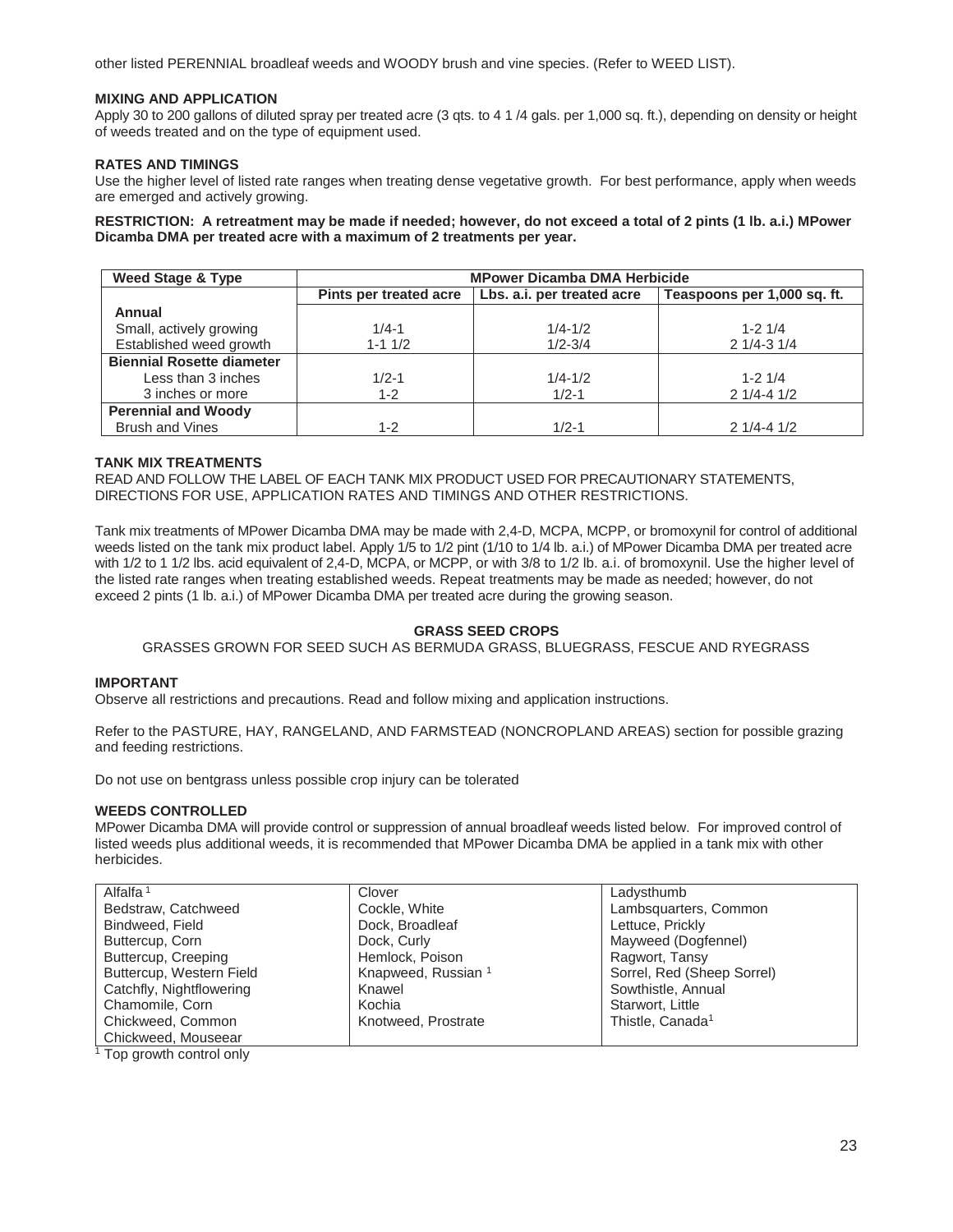other listed PERENNIAL broadleaf weeds and WOODY brush and vine species. (Refer to WEED LIST).

**MIXING AND APPLICATION**

Apply 30 to 200 gallons of diluted spray per treated acre (3 qts. to 4 1 /4 gals. per 1,000 sq. ft.), depending on density or height of weeds treated and on the type of equipment used.

**RATES AND TIMINGS**

Use the higher level of listed rate ranges when treating dense vegetative growth. For best performance, apply when weeds are emerged and actively growing.

**RESTRICTION: A retreatment may be made if needed; however, do not exceed a total of 2 pints (1 lb. a.i.) MPower Dicamba DMA per treated acre with a maximum of 2 treatments per year.**

| Weed Stage & Type | MPower Dicamba DMA Herbicide | | |
|---|---|---|---|
| | Pints per treated acre | Lbs. a.i. per treated acre | Teaspoons per 1,000 sq. ft. |
| **Annual** | | | |
| Small, actively growing | 1/4-1 | 1/4-1/2 | 1-2 1/4 |
| Established weed growth | 1-1 1/2 | 1/2-3/4 | 2 1/4-3 1/4 |
| **Biennial Rosette diameter** | | | |
| Less than 3 inches | 1/2-1 | 1/4-1/2 | 1-2 1/4 |
| 3 inches or more | 1-2 | 1/2-1 | 2 1/4-4 1/2 |
| **Perennial and Woody** | | | |
| Brush and Vines | 1-2 | 1/2-1 | 2 1/4-4 1/2 |

**TANK MIX TREATMENTS**

READ AND FOLLOW THE LABEL OF EACH TANK MIX PRODUCT USED FOR PRECAUTIONARY STATEMENTS, DIRECTIONS FOR USE, APPLICATION RATES AND TIMINGS AND OTHER RESTRICTIONS.

Tank mix treatments of MPower Dicamba DMA may be made with 2,4-D, MCPA, MCPP, or bromoxynil for control of additional weeds listed on the tank mix product label. Apply 1/5 to 1/2 pint (1/10 to 1/4 lb. a.i.) of MPower Dicamba DMA per treated acre with 1/2 to 1 1/2 lbs. acid equivalent of 2,4-D, MCPA, or MCPP, or with 3/8 to 1/2 lb. a.i. of bromoxynil. Use the higher level of the listed rate ranges when treating established weeds. Repeat treatments may be made as needed; however, do not exceed 2 pints (1 lb. a.i.) of MPower Dicamba DMA per treated acre during the growing season.

## GRASS SEED CROPS

GRASSES GROWN FOR SEED SUCH AS BERMUDA GRASS, BLUEGRASS, FESCUE AND RYEGRASS

**IMPORTANT**

Observe all restrictions and precautions. Read and follow mixing and application instructions.

Refer to the PASTURE, HAY, RANGELAND, AND FARMSTEAD (NONCROPLAND AREAS) section for possible grazing and feeding restrictions.

Do not use on bentgrass unless possible crop injury can be tolerated

**WEEDS CONTROLLED**

MPower Dicamba DMA will provide control or suppression of annual broadleaf weeds listed below. For improved control of listed weeds plus additional weeds, it is recommended that MPower Dicamba DMA be applied in a tank mix with other herbicides.

| | | |
|---|---|---|
| Alfalfa [1] | Clover | Ladysthumb |
| Bedstraw, Catchweed | Cockle, White | Lambsquarters, Common |
| Bindweed, Field | Dock, Broadleaf | Lettuce, Prickly |
| Buttercup, Corn | Dock, Curly | Mayweed (Dogfennel) |
| Buttercup, Creeping | Hemlock, Poison | Ragwort, Tansy |
| Buttercup, Western Field | Knapweed, Russian [1] | Sorrel, Red (Sheep Sorrel) |
| Catchfly, Nightflowering | Knawel | Sowthistle, Annual |
| Chamomile, Corn | Kochia | Starwort, Little |
| Chickweed, Common | Knotweed, Prostrate | Thistle, Canada[1] |
| Chickweed, Mouseear | | |

[1] Top growth control only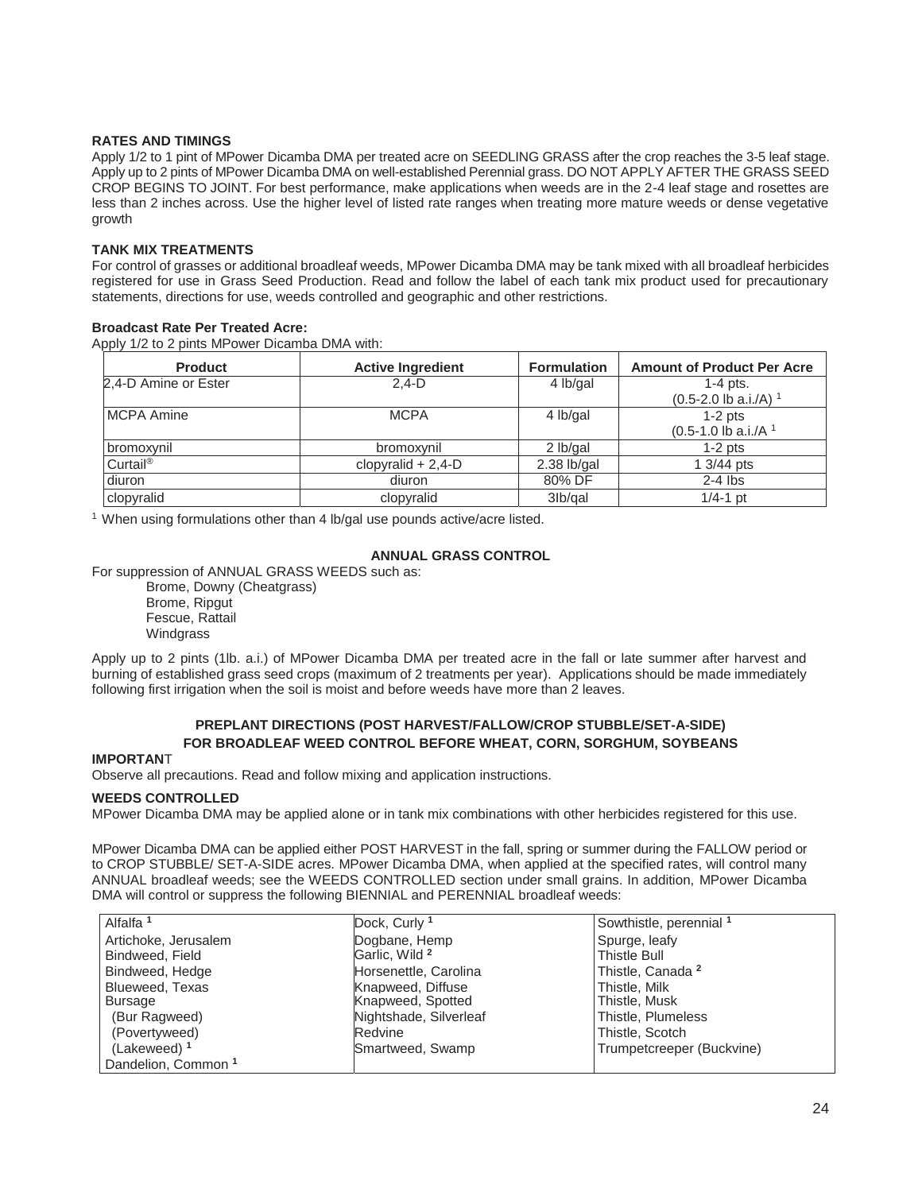**RATES AND TIMINGS**

Apply 1/2 to 1 pint of MPower Dicamba DMA per treated acre on SEEDLING GRASS after the crop reaches the 3-5 leaf stage. Apply up to 2 pints of MPower Dicamba DMA on well-established Perennial grass. DO NOT APPLY AFTER THE GRASS SEED CROP BEGINS TO JOINT. For best performance, make applications when weeds are in the 2-4 leaf stage and rosettes are less than 2 inches across. Use the higher level of listed rate ranges when treating more mature weeds or dense vegetative growth

**TANK MIX TREATMENTS**

For control of grasses or additional broadleaf weeds, MPower Dicamba DMA may be tank mixed with all broadleaf herbicides registered for use in Grass Seed Production. Read and follow the label of each tank mix product used for precautionary statements, directions for use, weeds controlled and geographic and other restrictions.

**Broadcast Rate Per Treated Acre:**

Apply 1/2 to 2 pints MPower Dicamba DMA with:

| Product | Active Ingredient | Formulation | Amount of Product Per Acre |
|---|---|---|---|
| 2,4-D Amine or Ester | 2,4-D | 4 lb/gal | 1-4 pts. (0.5-2.0 lb a.i./A) [1] |
| MCPA Amine | MCPA | 4 lb/gal | 1-2 pts (0.5-1.0 lb a.i./A [1] |
| bromoxynil | bromoxynil | 2 lb/gal | 1-2 pts |
| Curtail® | clopyralid + 2,4-D | 2.38 lb/gal | 1 3/44 pts |
| diuron | diuron | 80% DF | 2-4 lbs |
| clopyralid | clopyralid | 3lb/qal | 1/4-1 pt |

[1] When using formulations other than 4 lb/gal use pounds active/acre listed.

**ANNUAL GRASS CONTROL**

For suppression of ANNUAL GRASS WEEDS such as:

- Brome, Downy (Cheatgrass)
- Brome, Ripgut
- Fescue, Rattail
- Windgrass

Apply up to 2 pints (1lb. a.i.) of MPower Dicamba DMA per treated acre in the fall or late summer after harvest and burning of established grass seed crops (maximum of 2 treatments per year). Applications should be made immediately following first irrigation when the soil is moist and before weeds have more than 2 leaves.

**PREPLANT DIRECTIONS (POST HARVEST/FALLOW/CROP STUBBLE/SET-A-SIDE) FOR BROADLEAF WEED CONTROL BEFORE WHEAT, CORN, SORGHUM, SOYBEANS**

**IMPORTAN**T

Observe all precautions. Read and follow mixing and application instructions.

**WEEDS CONTROLLED**

MPower Dicamba DMA may be applied alone or in tank mix combinations with other herbicides registered for this use.

MPower Dicamba DMA can be applied either POST HARVEST in the fall, spring or summer during the FALLOW period or to CROP STUBBLE/ SET-A-SIDE acres. MPower Dicamba DMA, when applied at the specified rates, will control many ANNUAL broadleaf weeds; see the WEEDS CONTROLLED section under small grains. In addition, MPower Dicamba DMA will control or suppress the following BIENNIAL and PERENNIAL broadleaf weeds:

| | | |
|---|---|---|
| Alfalfa [1] | Dock, Curly [1] | Sowthistle, perennial [1] |
| Artichoke, Jerusalem | Dogbane, Hemp | Spurge, leafy |
| Bindweed, Field | Garlic, Wild [2] | Thistle Bull |
| Bindweed, Hedge | Horsenettle, Carolina | Thistle, Canada [2] |
| Blueweed, Texas | Knapweed, Diffuse | Thistle, Milk |
| Bursage | Knapweed, Spotted | Thistle, Musk |
| (Bur Ragweed) | Nightshade, Silverleaf | Thistle, Plumeless |
| (Povertyweed) | Redvine | Thistle, Scotch |
| (Lakeweed) [1] | Smartweed, Swamp | Trumpetcreeper (Buckvine) |
| Dandelion, Common [1] | | |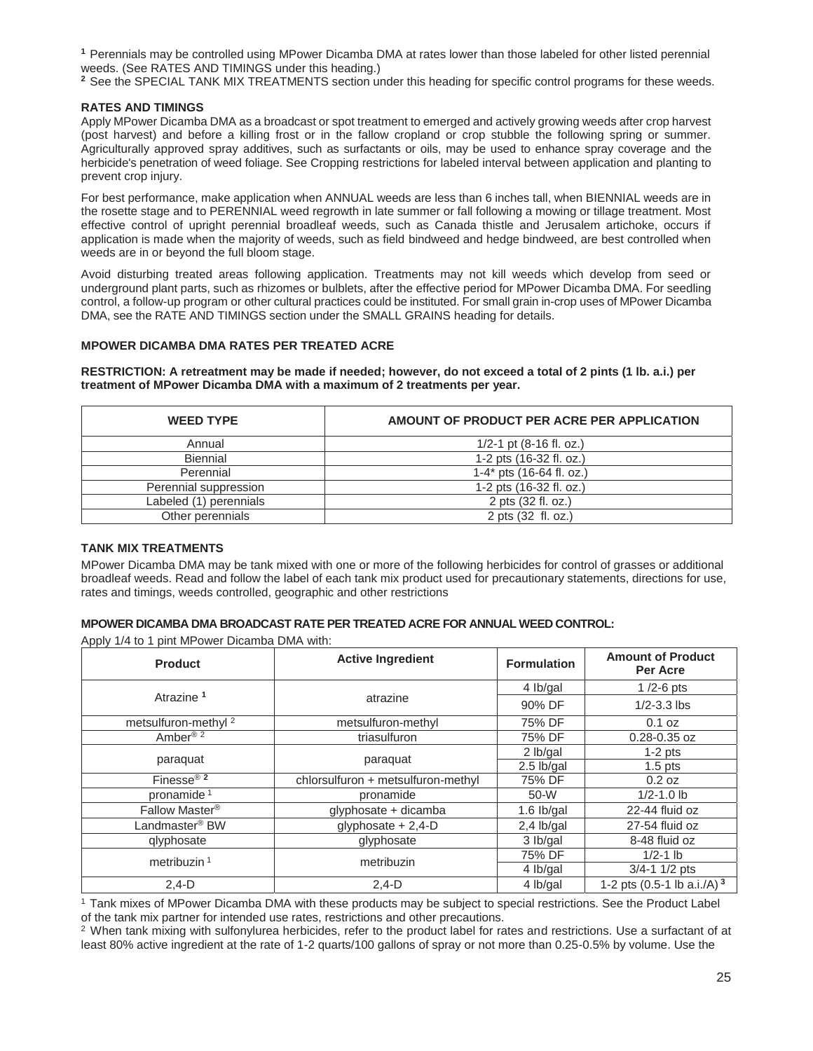[1] Perennials may be controlled using MPower Dicamba DMA at rates lower than those labeled for other listed perennial weeds. (See RATES AND TIMINGS under this heading.)
[2] See the SPECIAL TANK MIX TREATMENTS section under this heading for specific control programs for these weeds.

### RATES AND TIMINGS

Apply MPower Dicamba DMA as a broadcast or spot treatment to emerged and actively growing weeds after crop harvest (post harvest) and before a killing frost or in the fallow cropland or crop stubble the following spring or summer. Agriculturally approved spray additives, such as surfactants or oils, may be used to enhance spray coverage and the herbicide's penetration of weed foliage. See Cropping restrictions for labeled interval between application and planting to prevent crop injury.

For best performance, make application when ANNUAL weeds are less than 6 inches tall, when BIENNIAL weeds are in the rosette stage and to PERENNIAL weed regrowth in late summer or fall following a mowing or tillage treatment. Most effective control of upright perennial broadleaf weeds, such as Canada thistle and Jerusalem artichoke, occurs if application is made when the majority of weeds, such as field bindweed and hedge bindweed, are best controlled when weeds are in or beyond the full bloom stage.

Avoid disturbing treated areas following application. Treatments may not kill weeds which develop from seed or underground plant parts, such as rhizomes or bulblets, after the effective period for MPower Dicamba DMA. For seedling control, a follow-up program or other cultural practices could be instituted. For small grain in-crop uses of MPower Dicamba DMA, see the RATE AND TIMINGS section under the SMALL GRAINS heading for details.

### MPOWER DICAMBA DMA RATES PER TREATED ACRE

**RESTRICTION: A retreatment may be made if needed; however, do not exceed a total of 2 pints (1 lb. a.i.) per treatment of MPower Dicamba DMA with a maximum of 2 treatments per year.**

| WEED TYPE | AMOUNT OF PRODUCT PER ACRE PER APPLICATION |
|---|---|
| Annual | 1/2-1 pt (8-16 fl. oz.) |
| Biennial | 1-2 pts (16-32 fl. oz.) |
| Perennial | 1-4* pts (16-64 fl. oz.) |
| Perennial suppression | 1-2 pts (16-32 fl. oz.) |
| Labeled (1) perennials | 2 pts (32 fl. oz.) |
| Other perennials | 2 pts (32 fl. oz.) |

### TANK MIX TREATMENTS

MPower Dicamba DMA may be tank mixed with one or more of the following herbicides for control of grasses or additional broadleaf weeds. Read and follow the label of each tank mix product used for precautionary statements, directions for use, rates and timings, weeds controlled, geographic and other restrictions

#### MPOWER DICAMBA DMA BROADCAST RATE PER TREATED ACRE FOR ANNUAL WEED CONTROL:

Apply 1/4 to 1 pint MPower Dicamba DMA with:

| Product | Active Ingredient | Formulation | Amount of Product Per Acre |
|---|---|---|---|
| Atrazine [1] | atrazine | 4 lb/gal | 1 /2-6 pts |
| | | 90% DF | 1/2-3.3 lbs |
| metsulfuron-methyl [2] | metsulfuron-methyl | 75% DF | 0.1 oz |
| Amber® [2] | triasulfuron | 75% DF | 0.28-0.35 oz |
| paraquat | paraquat | 2 lb/gal | 1-2 pts |
| | | 2.5 lb/gal | 1.5 pts |
| Finesse® [2] | chlorsulfuron + metsulfuron-methyl | 75% DF | 0.2 oz |
| pronamide [1] | pronamide | 50-W | 1/2-1.0 lb |
| Fallow Master® | glyphosate + dicamba | 1.6 lb/gal | 22-44 fluid oz |
| Landmaster® BW | glyphosate + 2,4-D | 2,4 lb/gal | 27-54 fluid oz |
| qlyphosate | glyphosate | 3 lb/gal | 8-48 fluid oz |
| metribuzin [1] | metribuzin | 75% DF | 1/2-1 lb |
| | | 4 lb/gal | 3/4-1 1/2 pts |
| 2,4-D | 2,4-D | 4 lb/gal | 1-2 pts (0.5-1 lb a.i./A) [3] |

[1] Tank mixes of MPower Dicamba DMA with these products may be subject to special restrictions. See the Product Label of the tank mix partner for intended use rates, restrictions and other precautions.
[2] When tank mixing with sulfonylurea herbicides, refer to the product label for rates and restrictions. Use a surfactant of at least 80% active ingredient at the rate of 1-2 quarts/100 gallons of spray or not more than 0.25-0.5% by volume. Use the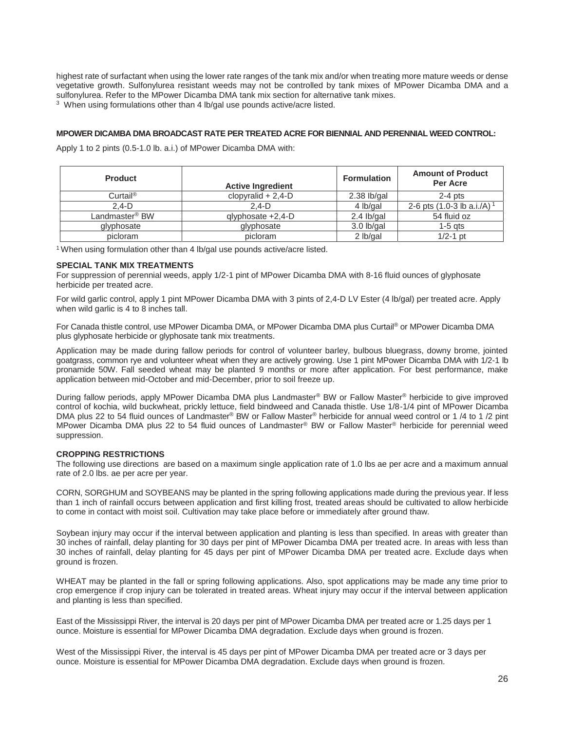highest rate of surfactant when using the lower rate ranges of the tank mix and/or when treating more mature weeds or dense vegetative growth. Sulfonylurea resistant weeds may not be controlled by tank mixes of MPower Dicamba DMA and a sulfonylurea. Refer to the MPower Dicamba DMA tank mix section for alternative tank mixes.

[3] When using formulations other than 4 lb/gal use pounds active/acre listed.

**MPOWER DICAMBA DMA BROADCAST RATE PER TREATED ACRE FOR BIENNIAL AND PERENNIAL WEED CONTROL:**

Apply 1 to 2 pints (0.5-1.0 lb. a.i.) of MPower Dicamba DMA with:

| Product | Active Ingredient | Formulation | Amount of Product Per Acre |
|---|---|---|---|
| Curtail® | clopyralid + 2,4-D | 2.38 lb/gal | 2-4 pts |
| 2,4-D | 2,4-D | 4 lb/gal | 2-6 pts (1.0-3 lb a.i./A) [1] |
| Landmaster® BW | glyphosate +2,4-D | 2.4 lb/gal | 54 fluid oz |
| glyphosate | glyphosate | 3.0 lb/gal | 1-5 qts |
| picloram | picloram | 2 lb/gal | 1/2-1 pt |

[1] When using formulation other than 4 lb/gal use pounds active/acre listed.

**SPECIAL TANK MIX TREATMENTS**

For suppression of perennial weeds, apply 1/2-1 pint of MPower Dicamba DMA with 8-16 fluid ounces of glyphosate herbicide per treated acre.

For wild garlic control, apply 1 pint MPower Dicamba DMA with 3 pints of 2,4-D LV Ester (4 lb/gal) per treated acre. Apply when wild garlic is 4 to 8 inches tall.

For Canada thistle control, use MPower Dicamba DMA, or MPower Dicamba DMA plus Curtail® or MPower Dicamba DMA plus glyphosate herbicide or glyphosate tank mix treatments.

Application may be made during fallow periods for control of volunteer barley, bulbous bluegrass, downy brome, jointed goatgrass, common rye and volunteer wheat when they are actively growing. Use 1 pint MPower Dicamba DMA with 1/2-1 lb pronamide 50W. Fall seeded wheat may be planted 9 months or more after application. For best performance, make application between mid-October and mid-December, prior to soil freeze up.

During fallow periods, apply MPower Dicamba DMA plus Landmaster® BW or Fallow Master® herbicide to give improved control of kochia, wild buckwheat, prickly lettuce, field bindweed and Canada thistle. Use 1/8-1/4 pint of MPower Dicamba DMA plus 22 to 54 fluid ounces of Landmaster® BW or Fallow Master® herbicide for annual weed control or 1 /4 to 1 /2 pint MPower Dicamba DMA plus 22 to 54 fluid ounces of Landmaster® BW or Fallow Master® herbicide for perennial weed suppression.

**CROPPING RESTRICTIONS**

The following use directions are based on a maximum single application rate of 1.0 lbs ae per acre and a maximum annual rate of 2.0 lbs. ae per acre per year.

CORN, SORGHUM and SOYBEANS may be planted in the spring following applications made during the previous year. If less than 1 inch of rainfall occurs between application and first killing frost, treated areas should be cultivated to allow herbicide to come in contact with moist soil. Cultivation may take place before or immediately after ground thaw.

Soybean injury may occur if the interval between application and planting is less than specified. In areas with greater than 30 inches of rainfall, delay planting for 30 days per pint of MPower Dicamba DMA per treated acre. In areas with less than 30 inches of rainfall, delay planting for 45 days per pint of MPower Dicamba DMA per treated acre. Exclude days when ground is frozen.

WHEAT may be planted in the fall or spring following applications. Also, spot applications may be made any time prior to crop emergence if crop injury can be tolerated in treated areas. Wheat injury may occur if the interval between application and planting is less than specified.

East of the Mississippi River, the interval is 20 days per pint of MPower Dicamba DMA per treated acre or 1.25 days per 1 ounce. Moisture is essential for MPower Dicamba DMA degradation. Exclude days when ground is frozen.

West of the Mississippi River, the interval is 45 days per pint of MPower Dicamba DMA per treated acre or 3 days per ounce. Moisture is essential for MPower Dicamba DMA degradation. Exclude days when ground is frozen.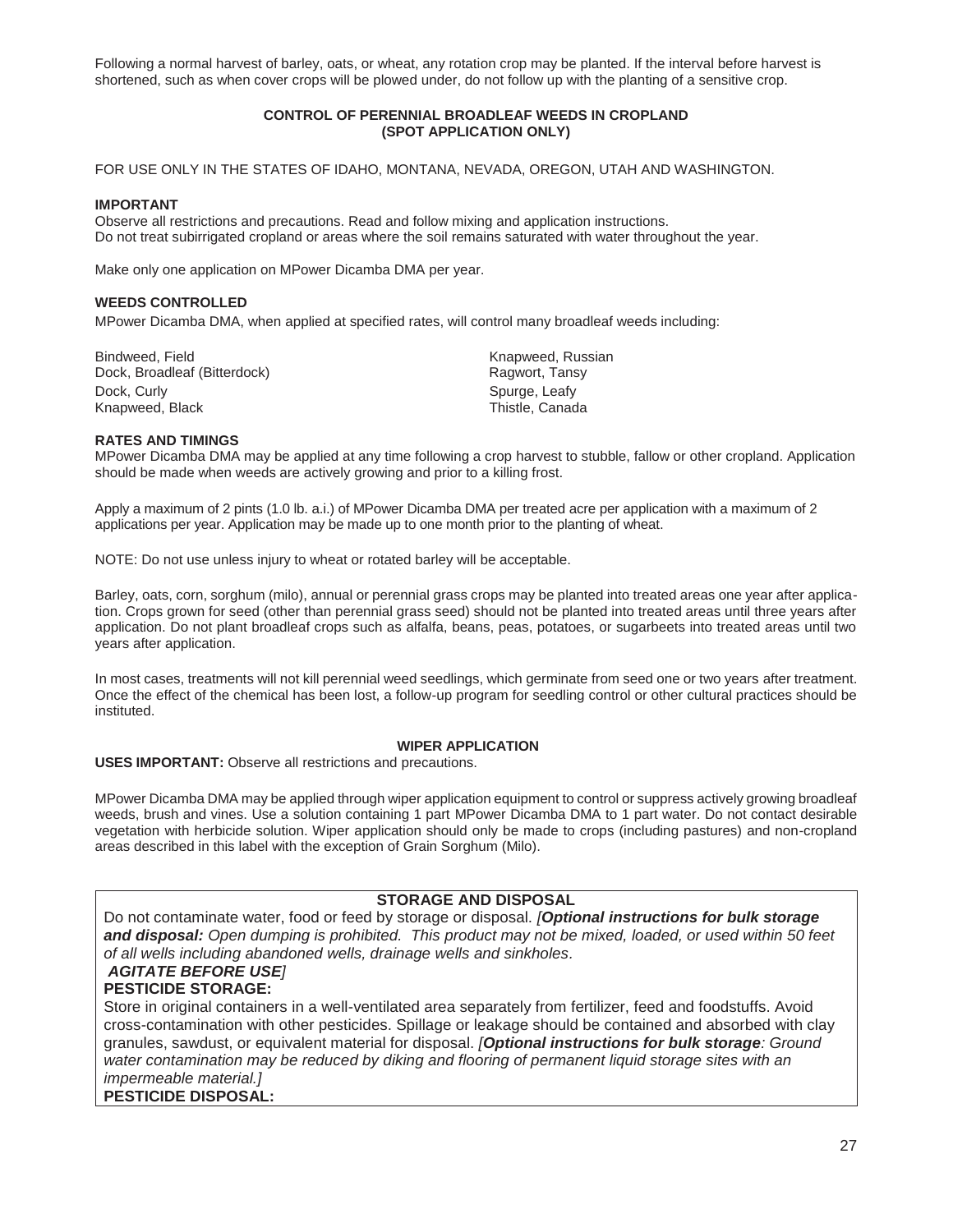Following a normal harvest of barley, oats, or wheat, any rotation crop may be planted. If the interval before harvest is shortened, such as when cover crops will be plowed under, do not follow up with the planting of a sensitive crop.

### CONTROL OF PERENNIAL BROADLEAF WEEDS IN CROPLAND (SPOT APPLICATION ONLY)

FOR USE ONLY IN THE STATES OF IDAHO, MONTANA, NEVADA, OREGON, UTAH AND WASHINGTON.

**IMPORTANT**

Observe all restrictions and precautions. Read and follow mixing and application instructions.
Do not treat subirrigated cropland or areas where the soil remains saturated with water throughout the year.

Make only one application on MPower Dicamba DMA per year.

**WEEDS CONTROLLED**

MPower Dicamba DMA, when applied at specified rates, will control many broadleaf weeds including:

- Bindweed, Field
- Dock, Broadleaf (Bitterdock)
- Dock, Curly
- Knapweed, Black
- Knapweed, Russian
- Ragwort, Tansy
- Spurge, Leafy
- Thistle, Canada

**RATES AND TIMINGS**

MPower Dicamba DMA may be applied at any time following a crop harvest to stubble, fallow or other cropland. Application should be made when weeds are actively growing and prior to a killing frost.

Apply a maximum of 2 pints (1.0 lb. a.i.) of MPower Dicamba DMA per treated acre per application with a maximum of 2 applications per year. Application may be made up to one month prior to the planting of wheat.

NOTE: Do not use unless injury to wheat or rotated barley will be acceptable.

Barley, oats, corn, sorghum (milo), annual or perennial grass crops may be planted into treated areas one year after application. Crops grown for seed (other than perennial grass seed) should not be planted into treated areas until three years after application. Do not plant broadleaf crops such as alfalfa, beans, peas, potatoes, or sugarbeets into treated areas until two years after application.

In most cases, treatments will not kill perennial weed seedlings, which germinate from seed one or two years after treatment. Once the effect of the chemical has been lost, a follow-up program for seedling control or other cultural practices should be instituted.

### WIPER APPLICATION

**USES IMPORTANT:** Observe all restrictions and precautions.

MPower Dicamba DMA may be applied through wiper application equipment to control or suppress actively growing broadleaf weeds, brush and vines. Use a solution containing 1 part MPower Dicamba DMA to 1 part water. Do not contact desirable vegetation with herbicide solution. Wiper application should only be made to crops (including pastures) and non-cropland areas described in this label with the exception of Grain Sorghum (Milo).

### STORAGE AND DISPOSAL

Do not contaminate water, food or feed by storage or disposal. *[**Optional instructions for bulk storage and disposal:** Open dumping is prohibited. This product may not be mixed, loaded, or used within 50 feet of all wells including abandoned wells, drainage wells and sinkholes.*

***AGITATE BEFORE USE]***

**PESTICIDE STORAGE:**

Store in original containers in a well-ventilated area separately from fertilizer, feed and foodstuffs. Avoid cross-contamination with other pesticides. Spillage or leakage should be contained and absorbed with clay granules, sawdust, or equivalent material for disposal. *[**Optional instructions for bulk storage**: Ground water contamination may be reduced by diking and flooring of permanent liquid storage sites with an impermeable material.]*

**PESTICIDE DISPOSAL:**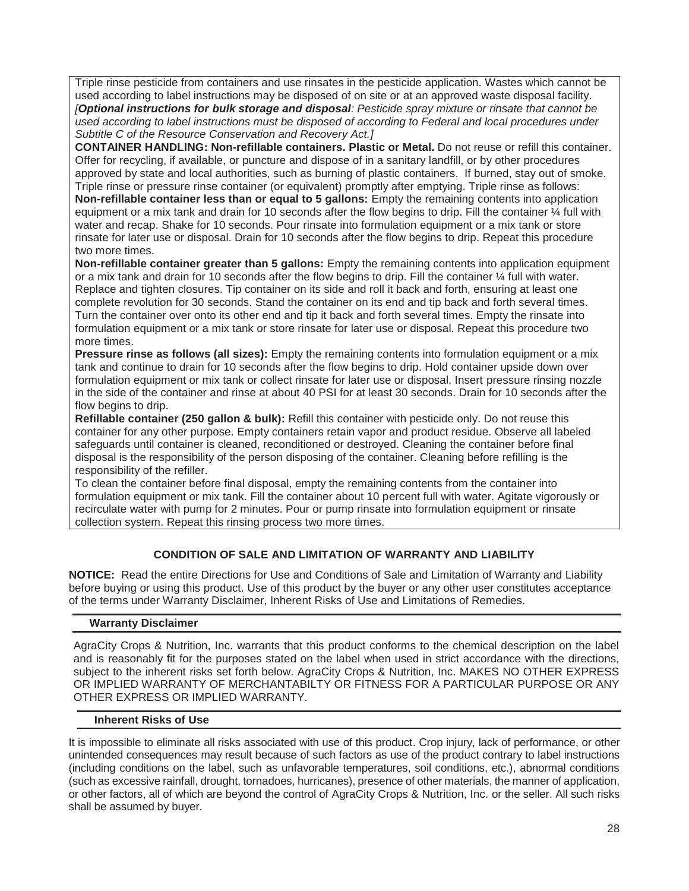Triple rinse pesticide from containers and use rinsates in the pesticide application. Wastes which cannot be used according to label instructions may be disposed of on site or at an approved waste disposal facility. *[**Optional instructions for bulk storage and disposal**: Pesticide spray mixture or rinsate that cannot be used according to label instructions must be disposed of according to Federal and local procedures under Subtitle C of the Resource Conservation and Recovery Act.]*

**CONTAINER HANDLING: Non-refillable containers. Plastic or Metal.** Do not reuse or refill this container. Offer for recycling, if available, or puncture and dispose of in a sanitary landfill, or by other procedures approved by state and local authorities, such as burning of plastic containers. If burned, stay out of smoke. Triple rinse or pressure rinse container (or equivalent) promptly after emptying. Triple rinse as follows:

**Non-refillable container less than or equal to 5 gallons:** Empty the remaining contents into application equipment or a mix tank and drain for 10 seconds after the flow begins to drip. Fill the container ¼ full with water and recap. Shake for 10 seconds. Pour rinsate into formulation equipment or a mix tank or store rinsate for later use or disposal. Drain for 10 seconds after the flow begins to drip. Repeat this procedure two more times.

**Non-refillable container greater than 5 gallons:** Empty the remaining contents into application equipment or a mix tank and drain for 10 seconds after the flow begins to drip. Fill the container ¼ full with water. Replace and tighten closures. Tip container on its side and roll it back and forth, ensuring at least one complete revolution for 30 seconds. Stand the container on its end and tip back and forth several times. Turn the container over onto its other end and tip it back and forth several times. Empty the rinsate into formulation equipment or a mix tank or store rinsate for later use or disposal. Repeat this procedure two more times.

**Pressure rinse as follows (all sizes):** Empty the remaining contents into formulation equipment or a mix tank and continue to drain for 10 seconds after the flow begins to drip. Hold container upside down over formulation equipment or mix tank or collect rinsate for later use or disposal. Insert pressure rinsing nozzle in the side of the container and rinse at about 40 PSI for at least 30 seconds. Drain for 10 seconds after the flow begins to drip.

**Refillable container (250 gallon & bulk):** Refill this container with pesticide only. Do not reuse this container for any other purpose. Empty containers retain vapor and product residue. Observe all labeled safeguards until container is cleaned, reconditioned or destroyed. Cleaning the container before final disposal is the responsibility of the person disposing of the container. Cleaning before refilling is the responsibility of the refiller.

To clean the container before final disposal, empty the remaining contents from the container into formulation equipment or mix tank. Fill the container about 10 percent full with water. Agitate vigorously or recirculate water with pump for 2 minutes. Pour or pump rinsate into formulation equipment or rinsate collection system. Repeat this rinsing process two more times.

## CONDITION OF SALE AND LIMITATION OF WARRANTY AND LIABILITY

**NOTICE:** Read the entire Directions for Use and Conditions of Sale and Limitation of Warranty and Liability before buying or using this product. Use of this product by the buyer or any other user constitutes acceptance of the terms under Warranty Disclaimer, Inherent Risks of Use and Limitations of Remedies.

### Warranty Disclaimer

AgraCity Crops & Nutrition, Inc. warrants that this product conforms to the chemical description on the label and is reasonably fit for the purposes stated on the label when used in strict accordance with the directions, subject to the inherent risks set forth below. AgraCity Crops & Nutrition, Inc. MAKES NO OTHER EXPRESS OR IMPLIED WARRANTY OF MERCHANTABILTY OR FITNESS FOR A PARTICULAR PURPOSE OR ANY OTHER EXPRESS OR IMPLIED WARRANTY.

### Inherent Risks of Use

It is impossible to eliminate all risks associated with use of this product. Crop injury, lack of performance, or other unintended consequences may result because of such factors as use of the product contrary to label instructions (including conditions on the label, such as unfavorable temperatures, soil conditions, etc.), abnormal conditions (such as excessive rainfall, drought, tornadoes, hurricanes), presence of other materials, the manner of application, or other factors, all of which are beyond the control of AgraCity Crops & Nutrition, Inc. or the seller. All such risks shall be assumed by buyer.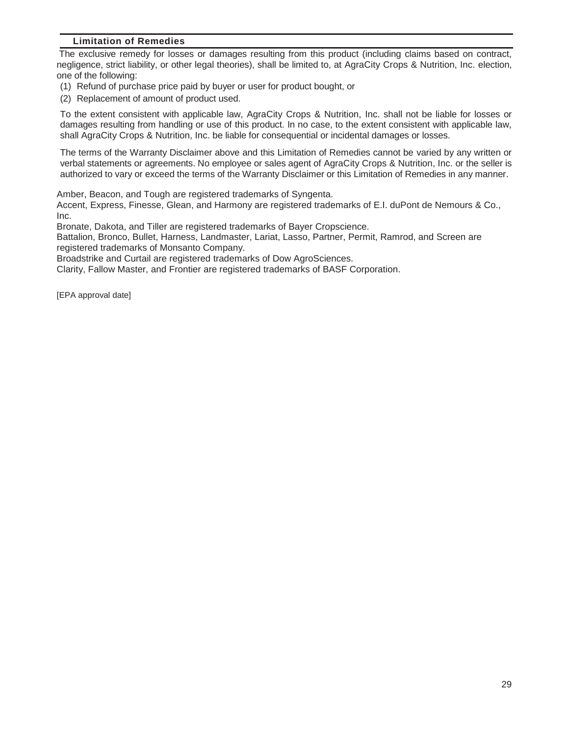## Limitation of Remedies

The exclusive remedy for losses or damages resulting from this product (including claims based on contract, negligence, strict liability, or other legal theories), shall be limited to, at AgraCity Crops & Nutrition, Inc. election, one of the following:

(1) Refund of purchase price paid by buyer or user for product bought, or

(2) Replacement of amount of product used.

To the extent consistent with applicable law, AgraCity Crops & Nutrition, Inc. shall not be liable for losses or damages resulting from handling or use of this product. In no case, to the extent consistent with applicable law, shall AgraCity Crops & Nutrition, Inc. be liable for consequential or incidental damages or losses.

The terms of the Warranty Disclaimer above and this Limitation of Remedies cannot be varied by any written or verbal statements or agreements. No employee or sales agent of AgraCity Crops & Nutrition, Inc. or the seller is authorized to vary or exceed the terms of the Warranty Disclaimer or this Limitation of Remedies in any manner.

Amber, Beacon, and Tough are registered trademarks of Syngenta.
Accent, Express, Finesse, Glean, and Harmony are registered trademarks of E.I. duPont de Nemours & Co., Inc.
Bronate, Dakota, and Tiller are registered trademarks of Bayer Cropscience.
Battalion, Bronco, Bullet, Harness, Landmaster, Lariat, Lasso, Partner, Permit, Ramrod, and Screen are registered trademarks of Monsanto Company.
Broadstrike and Curtail are registered trademarks of Dow AgroSciences.
Clarity, Fallow Master, and Frontier are registered trademarks of BASF Corporation.

[EPA approval date]